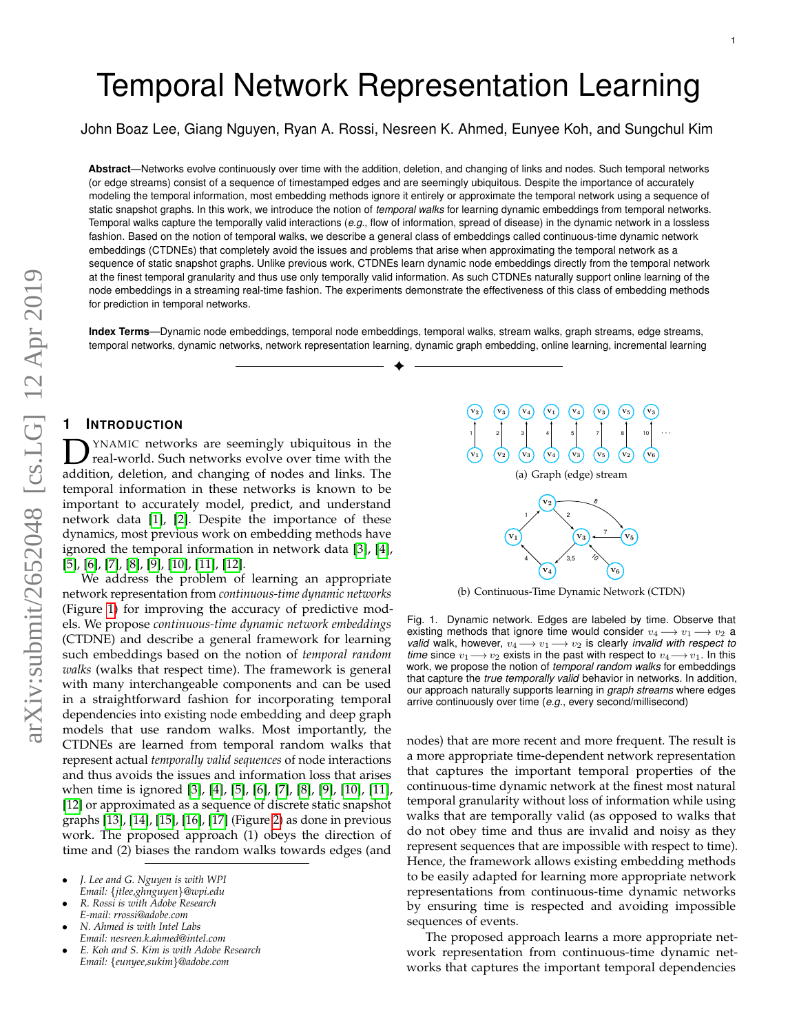# Temporal Network Representation Learning

John Boaz Lee, Giang Nguyen, Ryan A. Rossi, Nesreen K. Ahmed, Eunyee Koh, and Sungchul Kim

**Abstract**—Networks evolve continuously over time with the addition, deletion, and changing of links and nodes. Such temporal networks (or edge streams) consist of a sequence of timestamped edges and are seemingly ubiquitous. Despite the importance of accurately modeling the temporal information, most embedding methods ignore it entirely or approximate the temporal network using a sequence of static snapshot graphs. In this work, we introduce the notion of *temporal walks* for learning dynamic embeddings from temporal networks. Temporal walks capture the temporally valid interactions (*e.g.*, flow of information, spread of disease) in the dynamic network in a lossless fashion. Based on the notion of temporal walks, we describe a general class of embeddings called continuous-time dynamic network embeddings (CTDNEs) that completely avoid the issues and problems that arise when approximating the temporal network as a sequence of static snapshot graphs. Unlike previous work, CTDNEs learn dynamic node embeddings directly from the temporal network at the finest temporal granularity and thus use only temporally valid information. As such CTDNEs naturally support online learning of the node embeddings in a streaming real-time fashion. The experiments demonstrate the effectiveness of this class of embedding methods for prediction in temporal networks.

**Index Terms**—Dynamic node embeddings, temporal node embeddings, temporal walks, stream walks, graph streams, edge streams, temporal networks, dynamic networks, network representation learning, dynamic graph embedding, online learning, incremental learning

## 1 Introduction

Dynamic networks are seemingly ubiquitous in the real-world. Such networks evolve over time with the addition, deletion, and changing of nodes and links. The temporal information in these networks is known to be important to accurately model, predict, and understand network data [1], [2]. Despite the importance of these dynamics, most previous work on embedding methods have ignored the temporal information in network data [3], [4], [5], [6], [7], [8], [9], [10], [11], [12].

We address the problem of learning an appropriate network representation from *continuous-time dynamic networks* (Figure 1) for improving the accuracy of predictive models. We propose *continuous-time dynamic network embeddings* (CTDNE) and describe a general framework for learning such embeddings based on the notion of *temporal random walks* (walks that respect time). The framework is general with many interchangeable components and can be used in a straightforward fashion for incorporating temporal dependencies into existing node embedding and deep graph models that use random walks. Most importantly, the CTDNEs are learned from temporal random walks that represent actual *temporally valid sequences* of node interactions and thus avoids the issues and information loss that arises when time is ignored [3], [4], [5], [6], [7], [8], [9], [10], [11], [12] or approximated as a sequence of discrete static snapshot graphs [13], [14], [15], [16], [17] (Figure 2) as done in previous work. The proposed approach (1) obeys the direction of time and (2) biases the random walks towards edges (and nodes) that are more recent and more frequent. The result is a more appropriate time-dependent network representation that captures the important temporal properties of the continuous-time dynamic network at the finest most natural temporal granularity without loss of information while using walks that are temporally valid (as opposed to walks that do not obey time and thus are invalid and noisy as they represent sequences that are impossible with respect to time). Hence, the framework allows existing embedding methods to be easily adapted for learning more appropriate network representations from continuous-time dynamic networks by ensuring time is respected and avoiding impossible sequences of events.

The proposed approach learns a more appropriate network representation from continuous-time dynamic networks that captures the important temporal dependencies

(a) Graph (edge) stream

(b) Continuous-Time Dynamic Network (CTDN)

Fig. 1. Dynamic network. Edges are labeled by time. Observe that existing methods that ignore time would consider $v_4 \longrightarrow v_1 \longrightarrow v_2$ a *valid* walk, however, $v_4 \longrightarrow v_1 \longrightarrow v_2$ is clearly *invalid with respect to time* since $v_1 \longrightarrow v_2$ exists in the past with respect to $v_4 \longrightarrow v_1$. In this work, we propose the notion of *temporal random walks* for embeddings that capture the *true temporally valid* behavior in networks. In addition, our approach naturally supports learning in *graph streams* where edges arrive continuously over time (*e.g.*, every second/millisecond)

- *J. Lee and G. Nguyen is with WPI*  
  *Email: {jtlee,ghnguyen}@wpi.edu*
- *R. Rossi is with Adobe Research*  
  *E-mail: rrossi@adobe.com*
- *N. Ahmed is with Intel Labs*  
  *Email: nesreen.k.ahmed@intel.com*
- *E. Koh and S. Kim is with Adobe Research*  
  *Email: {eunyee,sukim}@adobe.com*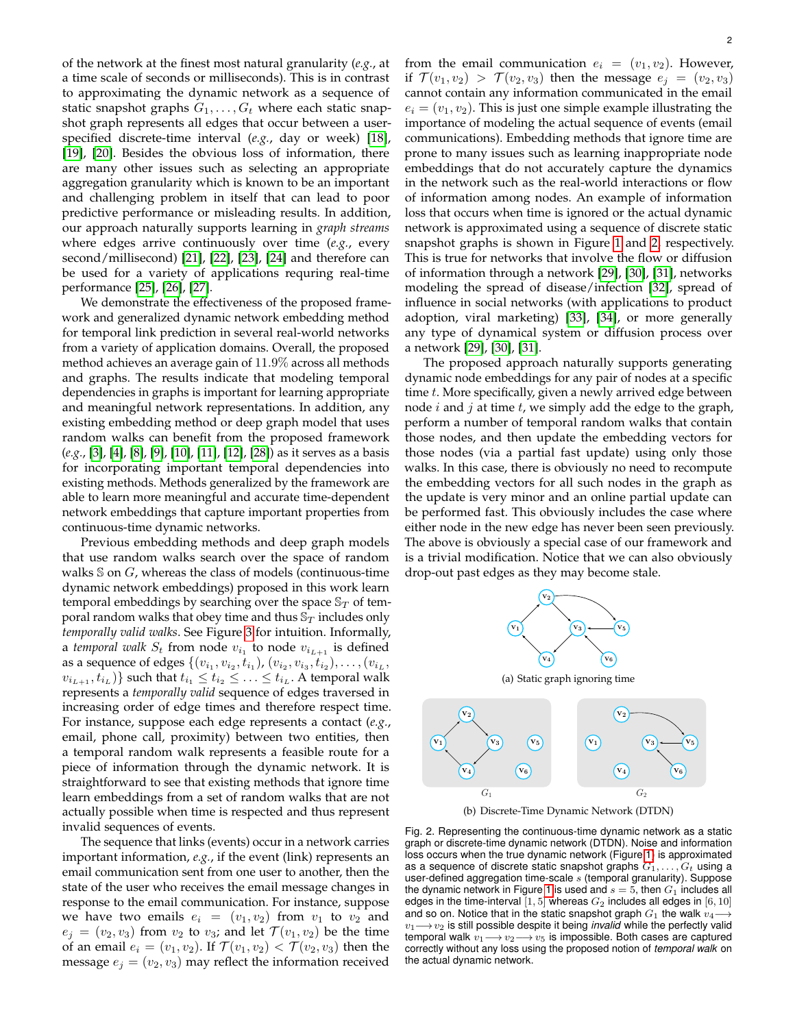of the network at the finest most natural granularity (*e.g.*, at a time scale of seconds or milliseconds). This is in contrast to approximating the dynamic network as a sequence of static snapshot graphs $G_1, \ldots, G_t$ where each static snapshot graph represents all edges that occur between a user-specified discrete-time interval (*e.g.*, day or week) [18], [19], [20]. Besides the obvious loss of information, there are many other issues such as selecting an appropriate aggregation granularity which is known to be an important and challenging problem in itself that can lead to poor predictive performance or misleading results. In addition, our approach naturally supports learning in *graph streams* where edges arrive continuously over time (*e.g.*, every second/millisecond) [21], [22], [23], [24] and therefore can be used for a variety of applications requring real-time performance [25], [26], [27].

We demonstrate the effectiveness of the proposed framework and generalized dynamic network embedding method for temporal link prediction in several real-world networks from a variety of application domains. Overall, the proposed method achieves an average gain of 11.9% across all methods and graphs. The results indicate that modeling temporal dependencies in graphs is important for learning appropriate and meaningful network representations. In addition, any existing embedding method or deep graph model that uses random walks can benefit from the proposed framework (*e.g.*, [3], [4], [8], [9], [10], [11], [12], [28]) as it serves as a basis for incorporating important temporal dependencies into existing methods. Methods generalized by the framework are able to learn more meaningful and accurate time-dependent network embeddings that capture important properties from continuous-time dynamic networks.

Previous embedding methods and deep graph models that use random walks search over the space of random walks $\mathbb{S}$ on $G$, whereas the class of models (continuous-time dynamic network embeddings) proposed in this work learn temporal embeddings by searching over the space $\mathbb{S}_T$ of temporal random walks that obey time and thus $\mathbb{S}_T$ includes only *temporally valid walks*. See Figure 3 for intuition. Informally, a *temporal walk* $S_t$ from node $v_{i_1}$ to node $v_{i_{L+1}}$ is defined as a sequence of edges $\{(v_{i_1}, v_{i_2}, t_{i_1}), (v_{i_2}, v_{i_3}, t_{i_2}), \ldots, (v_{i_L}, v_{i_{L+1}}, t_{i_L})\}$ such that $t_{i_1} \leq t_{i_2} \leq \ldots \leq t_{i_L}$. A temporal walk represents a *temporally valid* sequence of edges traversed in increasing order of edge times and therefore respect time. For instance, suppose each edge represents a contact (*e.g.*, email, phone call, proximity) between two entities, then a temporal random walk represents a feasible route for a piece of information through the dynamic network. It is straightforward to see that existing methods that ignore time learn embeddings from a set of random walks that are not actually possible when time is respected and thus represent invalid sequences of events.

The sequence that links (events) occur in a network carries important information, *e.g.*, if the event (link) represents an email communication sent from one user to another, then the state of the user who receives the email message changes in response to the email communication. For instance, suppose we have two emails $e_i = (v_1, v_2)$ from $v_1$ to $v_2$ and $e_j = (v_2, v_3)$ from $v_2$ to $v_3$; and let $\mathcal{T}(v_1, v_2)$ be the time of an email $e_i = (v_1, v_2)$. If $\mathcal{T}(v_1, v_2) < \mathcal{T}(v_2, v_3)$ then the message $e_j = (v_2, v_3)$ may reflect the information received from the email communication $e_i = (v_1, v_2)$. However, if $\mathcal{T}(v_1, v_2) > \mathcal{T}(v_2, v_3)$ then the message $e_j = (v_2, v_3)$ cannot contain any information communicated in the email $e_i = (v_1, v_2)$. This is just one simple example illustrating the importance of modeling the actual sequence of events (email communications). Embedding methods that ignore time are prone to many issues such as learning inappropriate node embeddings that do not accurately capture the dynamics in the network such as the real-world interactions or flow of information among nodes. An example of information loss that occurs when time is ignored or the actual dynamic network is approximated using a sequence of discrete static snapshot graphs is shown in Figure 1 and 2, respectively. This is true for networks that involve the flow or diffusion of information through a network [29], [30], [31], networks modeling the spread of disease/infection [32], spread of influence in social networks (with applications to product adoption, viral marketing) [33], [34], or more generally any type of dynamical system or diffusion process over a network [29], [30], [31].

The proposed approach naturally supports generating dynamic node embeddings for any pair of nodes at a specific time $t$. More specifically, given a newly arrived edge between node $i$ and $j$ at time $t$, we simply add the edge to the graph, perform a number of temporal random walks that contain those nodes, and then update the embedding vectors for those nodes (via a partial fast update) using only those walks. In this case, there is obviously no need to recompute the embedding vectors for all such nodes in the graph as the update is very minor and an online partial update can be performed fast. This obviously includes the case where either node in the new edge has never been seen previously. The above is obviously a special case of our framework and is a trivial modification. Notice that we can also obviously drop-out past edges as they may become stale.

(a) Static graph ignoring time

(b) Discrete-Time Dynamic Network (DTDN)

Fig. 2. Representing the continuous-time dynamic network as a static graph or discrete-time dynamic network (DTDN). Noise and information loss occurs when the true dynamic network (Figure 1) is approximated as a sequence of discrete static snapshot graphs $G_1, \ldots, G_t$ using a user-defined aggregation time-scale $s$ (temporal granularity). Suppose the dynamic network in Figure 1 is used and $s = 5$, then $G_1$ includes all edges in the time-interval $[1, 5]$ whereas $G_2$ includes all edges in $[6, 10]$ and so on. Notice that in the static snapshot graph $G_1$ the walk $v_4 \longrightarrow v_1 \longrightarrow v_2$ is still possible despite it being *invalid* while the perfectly valid temporal walk $v_1 \longrightarrow v_2 \longrightarrow v_5$ is impossible. Both cases are captured correctly without any loss using the proposed notion of *temporal walk* on the actual dynamic network.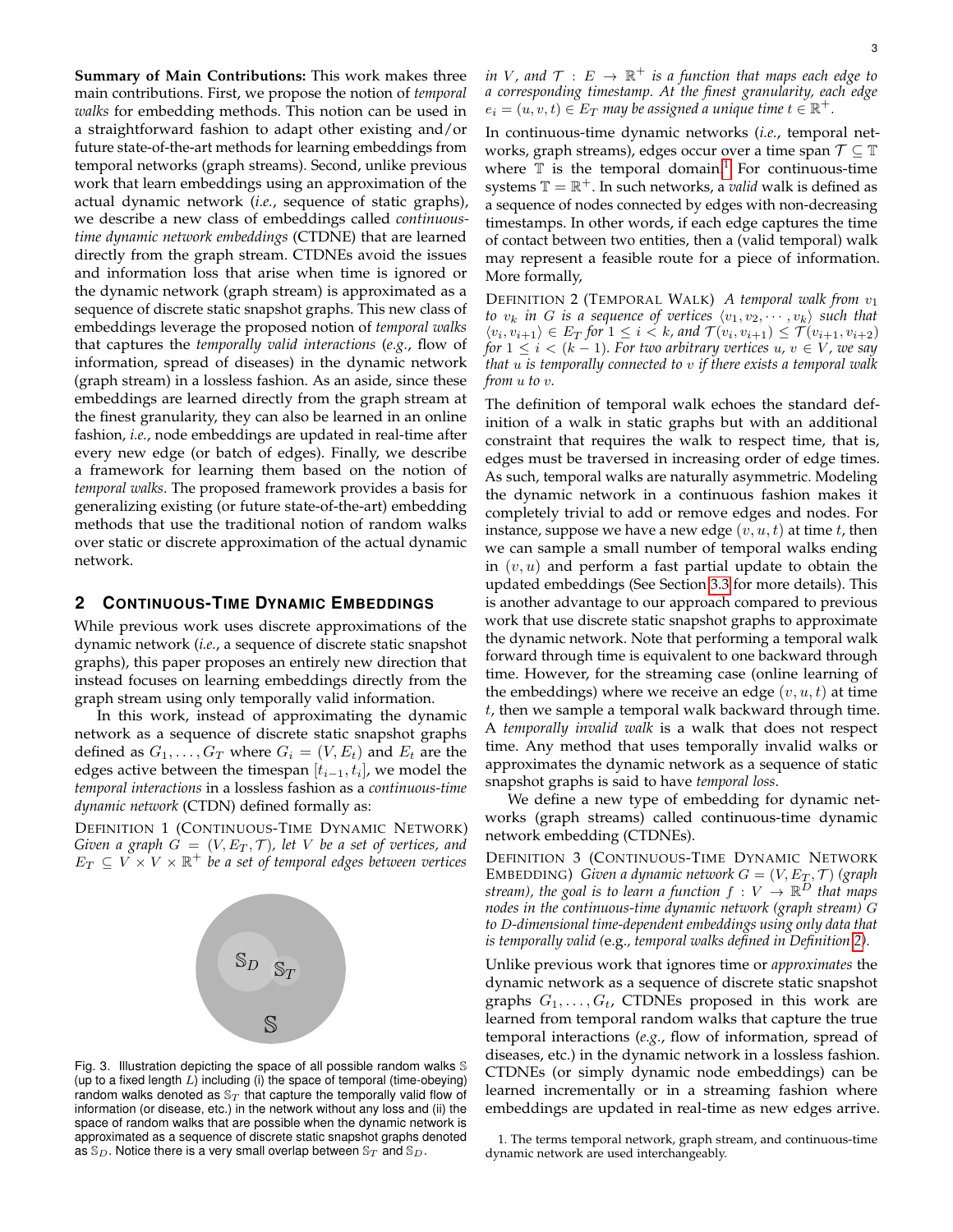**Summary of Main Contributions:** This work makes three main contributions. First, we propose the notion of *temporal walks* for embedding methods. This notion can be used in a straightforward fashion to adapt other existing and/or future state-of-the-art methods for learning embeddings from temporal networks (graph streams). Second, unlike previous work that learn embeddings using an approximation of the actual dynamic network (*i.e.*, sequence of static graphs), we describe a new class of embeddings called *continuous-time dynamic network embeddings* (CTDNE) that are learned directly from the graph stream. CTDNEs avoid the issues and information loss that arise when time is ignored or the dynamic network (graph stream) is approximated as a sequence of discrete static snapshot graphs. This new class of embeddings leverage the proposed notion of *temporal walks* that captures the *temporally valid interactions* (*e.g.*, flow of information, spread of diseases) in the dynamic network (graph stream) in a lossless fashion. As an aside, since these embeddings are learned directly from the graph stream at the finest granularity, they can also be learned in an online fashion, *i.e.*, node embeddings are updated in real-time after every new edge (or batch of edges). Finally, we describe a framework for learning them based on the notion of *temporal walks*. The proposed framework provides a basis for generalizing existing (or future state-of-the-art) embedding methods that use the traditional notion of random walks over static or discrete approximation of the actual dynamic network.

## 2 Continuous-Time Dynamic Embeddings

While previous work uses discrete approximations of the dynamic network (*i.e.*, a sequence of discrete static snapshot graphs), this paper proposes an entirely new direction that instead focuses on learning embeddings directly from the graph stream using only temporally valid information.

In this work, instead of approximating the dynamic network as a sequence of discrete static snapshot graphs defined as $G_1, \ldots, G_T$ where $G_i = (V, E_t)$ and $E_t$ are the edges active between the timespan $[t_{i-1}, t_i]$, we model the *temporal interactions* in a lossless fashion as a *continuous-time dynamic network* (CTDN) defined formally as:

Definition 1 (Continuous-Time Dynamic Network) *Given a graph $G = (V, E_T, \mathcal{T})$, let $V$ be a set of vertices, and $E_T \subseteq V \times V \times \mathbb{R}^+$ be a set of temporal edges between vertices in $V$, and $\mathcal{T} : E \rightarrow \mathbb{R}^+$ is a function that maps each edge to a corresponding timestamp. At the finest granularity, each edge $e_i = (u, v, t) \in E_T$ may be assigned a unique time $t \in \mathbb{R}^+$.*

Fig. 3. Illustration depicting the space of all possible random walks $\mathbb{S}$ (up to a fixed length $L$) including (i) the space of temporal (time-obeying) random walks denoted as $\mathbb{S}_T$ that capture the temporally valid flow of information (or disease, etc.) in the network without any loss and (ii) the space of random walks that are possible when the dynamic network is approximated as a sequence of discrete static snapshot graphs denoted as $\mathbb{S}_D$. Notice there is a very small overlap between $\mathbb{S}_T$ and $\mathbb{S}_D$.

In continuous-time dynamic networks (*i.e.*, temporal networks, graph streams), edges occur over a time span $\mathcal{T} \subseteq \mathbb{T}$ where $\mathbb{T}$ is the temporal domain.[1] For continuous-time systems $\mathbb{T} = \mathbb{R}^+$. In such networks, a *valid* walk is defined as a sequence of nodes connected by edges with non-decreasing timestamps. In other words, if each edge captures the time of contact between two entities, then a (valid temporal) walk may represent a feasible route for a piece of information. More formally,

Definition 2 (Temporal Walk) *A temporal walk from $v_1$ to $v_k$ in $G$ is a sequence of vertices $\langle v_1, v_2, \cdots, v_k \rangle$ such that $\langle v_i, v_{i+1} \rangle \in E_T$ for $1 \leq i < k$, and $\mathcal{T}(v_i, v_{i+1}) \leq \mathcal{T}(v_{i+1}, v_{i+2})$ for $1 \leq i < (k-1)$. For two arbitrary vertices $u$, $v \in V$, we say that $u$ is temporally connected to $v$ if there exists a temporal walk from $u$ to $v$.*

The definition of temporal walk echoes the standard definition of a walk in static graphs but with an additional constraint that requires the walk to respect time, that is, edges must be traversed in increasing order of edge times. As such, temporal walks are naturally asymmetric. Modeling the dynamic network in a continuous fashion makes it completely trivial to add or remove edges and nodes. For instance, suppose we have a new edge $(v, u, t)$ at time $t$, then we can sample a small number of temporal walks ending in $(v, u)$ and perform a fast partial update to obtain the updated embeddings (See Section 3.3 for more details). This is another advantage to our approach compared to previous work that use discrete static snapshot graphs to approximate the dynamic network. Note that performing a temporal walk forward through time is equivalent to one backward through time. However, for the streaming case (online learning of the embeddings) where we receive an edge $(v, u, t)$ at time $t$, then we sample a temporal walk backward through time. A *temporally invalid walk* is a walk that does not respect time. Any method that uses temporally invalid walks or approximates the dynamic network as a sequence of static snapshot graphs is said to have *temporal loss*.

We define a new type of embedding for dynamic networks (graph streams) called continuous-time dynamic network embedding (CTDNEs).

Definition 3 (Continuous-Time Dynamic Network Embedding) *Given a dynamic network $G = (V, E_T, \mathcal{T})$ (graph stream), the goal is to learn a function $f : V \rightarrow \mathbb{R}^D$ that maps nodes in the continuous-time dynamic network (graph stream) $G$ to $D$-dimensional time-dependent embeddings using only data that is temporally valid (e.g., temporal walks defined in Definition 2).*

Unlike previous work that ignores time or *approximates* the dynamic network as a sequence of discrete static snapshot graphs $G_1, \ldots, G_t$, CTDNEs proposed in this work are learned from temporal random walks that capture the true temporal interactions (*e.g.*, flow of information, spread of diseases, etc.) in the dynamic network in a lossless fashion. CTDNEs (or simply dynamic node embeddings) can be learned incrementally or in a streaming fashion where embeddings are updated in real-time as new edges arrive.

1. The terms temporal network, graph stream, and continuous-time dynamic network are used interchangeably.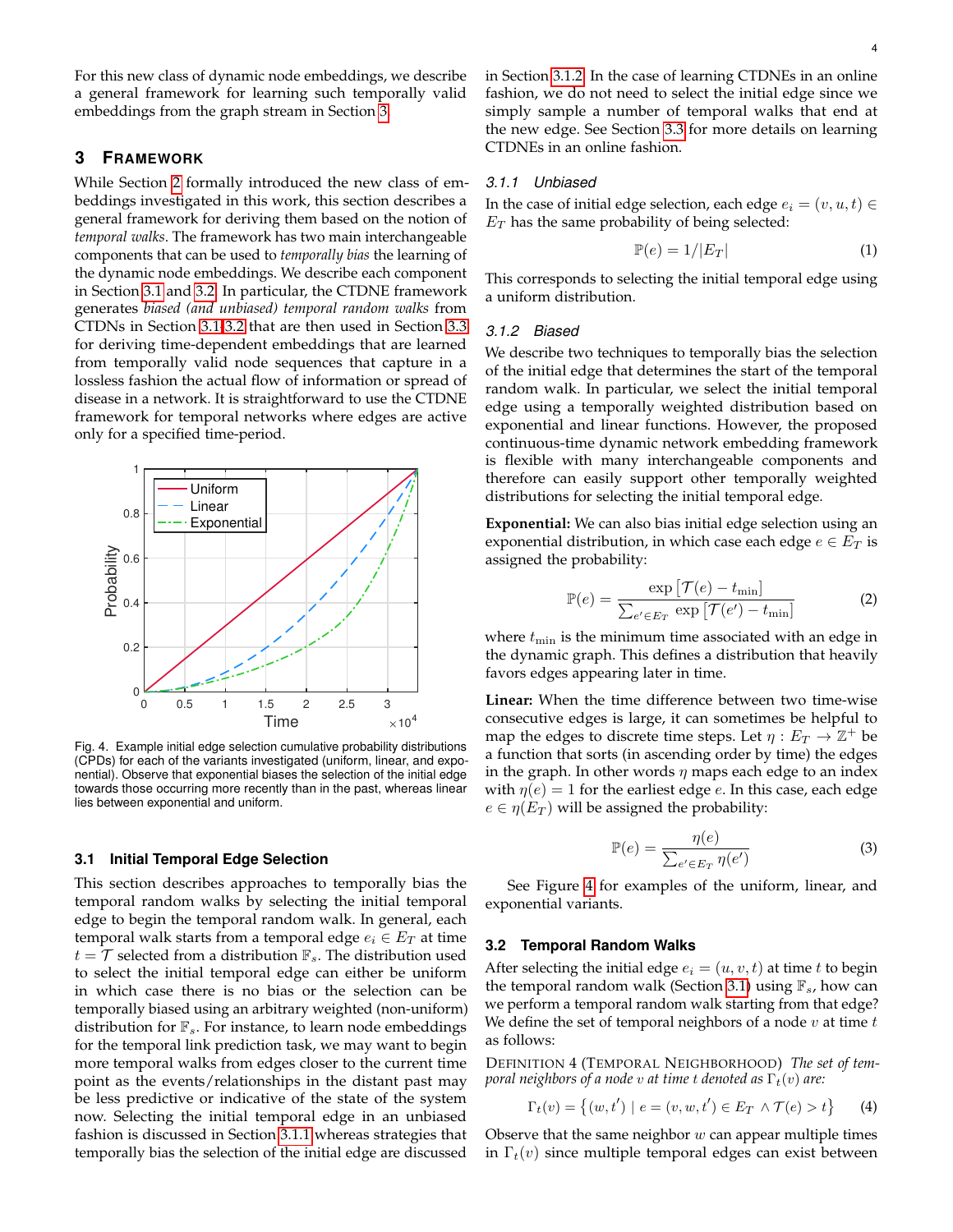For this new class of dynamic node embeddings, we describe a general framework for learning such temporally valid embeddings from the graph stream in Section 3.

## 3 Framework

While Section 2 formally introduced the new class of embeddings investigated in this work, this section describes a general framework for deriving them based on the notion of *temporal walks*. The framework has two main interchangeable components that can be used to *temporally bias* the learning of the dynamic node embeddings. We describe each component in Section 3.1 and 3.2. In particular, the CTDNE framework generates *biased (and unbiased) temporal random walks* from CTDNs in Section 3.1-3.2 that are then used in Section 3.3 for deriving time-dependent embeddings that are learned from temporally valid node sequences that capture in a lossless fashion the actual flow of information or spread of disease in a network. It is straightforward to use the CTDNE framework for temporal networks where edges are active only for a specified time-period.

Fig. 4. Example initial edge selection cumulative probability distributions (CPDs) for each of the variants investigated (uniform, linear, and exponential). Observe that exponential biases the selection of the initial edge towards those occurring more recently than in the past, whereas linear lies between exponential and uniform.

### 3.1 Initial Temporal Edge Selection

This section describes approaches to temporally bias the temporal random walks by selecting the initial temporal edge to begin the temporal random walk. In general, each temporal walk starts from a temporal edge $e_i \in E_T$ at time $t = \mathcal{T}$ selected from a distribution $\mathbb{F}_s$. The distribution used to select the initial temporal edge can either be uniform in which case there is no bias or the selection can be temporally biased using an arbitrary weighted (non-uniform) distribution for $\mathbb{F}_s$. For instance, to learn node embeddings for the temporal link prediction task, we may want to begin more temporal walks from edges closer to the current time point as the events/relationships in the distant past may be less predictive or indicative of the state of the system now. Selecting the initial temporal edge in an unbiased fashion is discussed in Section 3.1.1 whereas strategies that temporally bias the selection of the initial edge are discussed in Section 3.1.2. In the case of learning CTDNEs in an online fashion, we do not need to select the initial edge since we simply sample a number of temporal walks that end at the new edge. See Section 3.3 for more details on learning CTDNEs in an online fashion.

#### 3.1.1 Unbiased

In the case of initial edge selection, each edge $e_i = (v, u, t) \in E_T$ has the same probability of being selected:

$$\mathbb{P}(e) = 1/|E_T| \tag{1}$$

This corresponds to selecting the initial temporal edge using a uniform distribution.

#### 3.1.2 Biased

We describe two techniques to temporally bias the selection of the initial edge that determines the start of the temporal random walk. In particular, we select the initial temporal edge using a temporally weighted distribution based on exponential and linear functions. However, the proposed continuous-time dynamic network embedding framework is flexible with many interchangeable components and therefore can easily support other temporally weighted distributions for selecting the initial temporal edge.

**Exponential:** We can also bias initial edge selection using an exponential distribution, in which case each edge $e \in E_T$ is assigned the probability:

$$\mathbb{P}(e) = \frac{\exp\left[\mathcal{T}(e) - t_{\min}\right]}{\sum_{e' \in E_T} \exp\left[\mathcal{T}(e') - t_{\min}\right]} \tag{2}$$

where $t_{\min}$ is the minimum time associated with an edge in the dynamic graph. This defines a distribution that heavily favors edges appearing later in time.

**Linear:** When the time difference between two time-wise consecutive edges is large, it can sometimes be helpful to map the edges to discrete time steps. Let $\eta : E_T \rightarrow \mathbb{Z}^+$ be a function that sorts (in ascending order by time) the edges in the graph. In other words $\eta$ maps each edge to an index with $\eta(e) = 1$ for the earliest edge $e$. In this case, each edge $e \in \eta(E_T)$ will be assigned the probability:

$$\mathbb{P}(e) = \frac{\eta(e)}{\sum_{e' \in E_T} \eta(e')} \tag{3}$$

See Figure 4 for examples of the uniform, linear, and exponential variants.

### 3.2 Temporal Random Walks

After selecting the initial edge $e_i = (u, v, t)$ at time $t$ to begin the temporal random walk (Section 3.1) using $\mathbb{F}_s$, how can we perform a temporal random walk starting from that edge? We define the set of temporal neighbors of a node $v$ at time $t$ as follows:

Definition 4 (Temporal Neighborhood) *The set of temporal neighbors of a node $v$ at time $t$ denoted as $\Gamma_t(v)$ are:*

$$\Gamma_t(v) = \left\{(w, t') \mid e = (v, w, t') \in E_T \wedge \mathcal{T}(e) > t\right\} \tag{4}$$

Observe that the same neighbor $w$ can appear multiple times in $\Gamma_t(v)$ since multiple temporal edges can exist between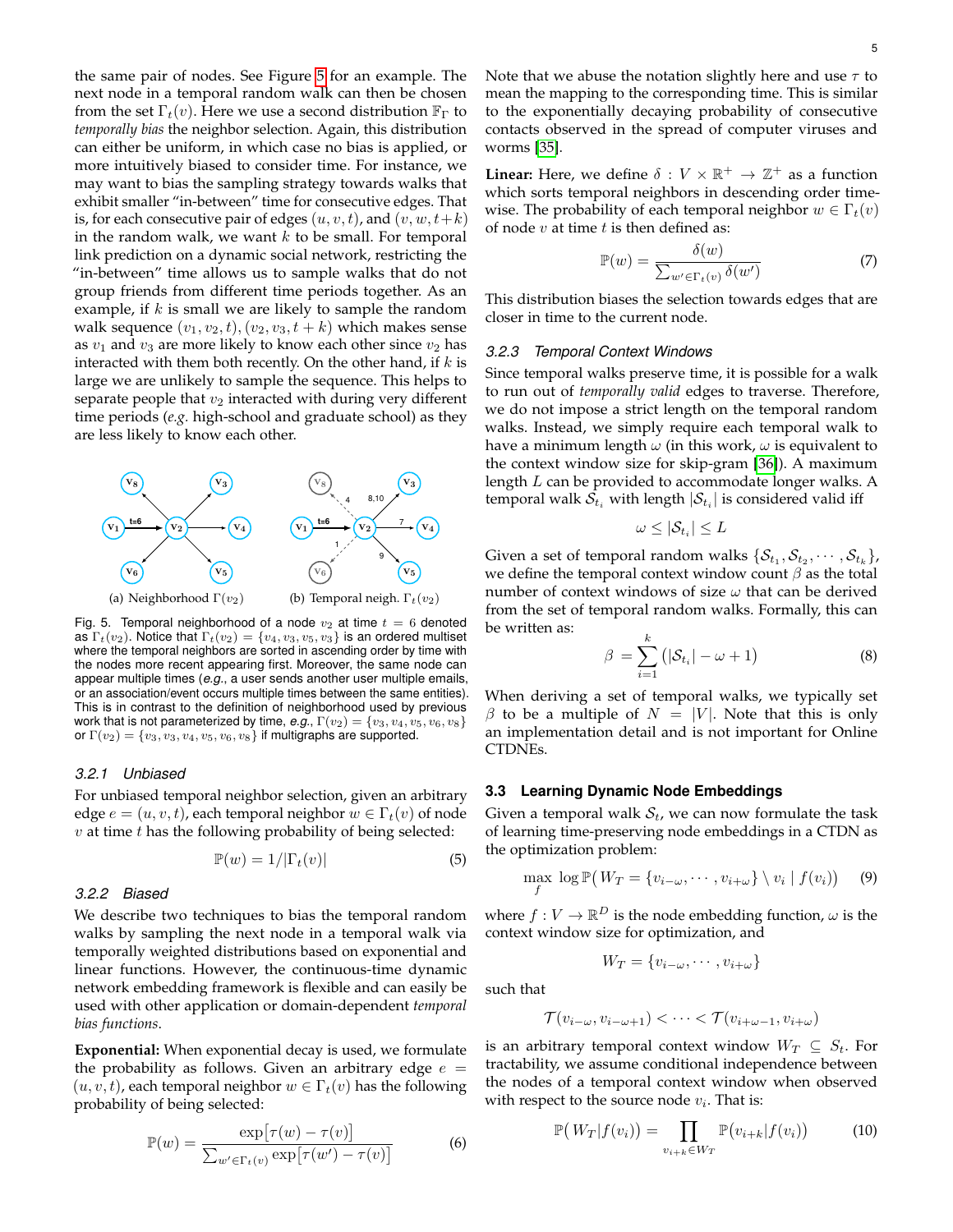the same pair of nodes. See Figure 5 for an example. The next node in a temporal random walk can then be chosen from the set $\Gamma_t(v)$. Here we use a second distribution $\mathbb{F}_\Gamma$ to *temporally bias* the neighbor selection. Again, this distribution can either be uniform, in which case no bias is applied, or more intuitively biased to consider time. For instance, we may want to bias the sampling strategy towards walks that exhibit smaller "in-between" time for consecutive edges. That is, for each consecutive pair of edges $(u, v, t)$, and $(v, w, t+k)$ in the random walk, we want $k$ to be small. For temporal link prediction on a dynamic social network, restricting the "in-between" time allows us to sample walks that do not group friends from different time periods together. As an example, if $k$ is small we are likely to sample the random walk sequence $(v_1, v_2, t), (v_2, v_3, t+k)$ which makes sense as $v_1$ and $v_3$ are more likely to know each other since $v_2$ has interacted with them both recently. On the other hand, if $k$ is large we are unlikely to sample the sequence. This helps to separate people that $v_2$ interacted with during very different time periods (*e.g.* high-school and graduate school) as they are less likely to know each other.

(a) Neighborhood $\Gamma(v_2)$ (b) Temporal neigh. $\Gamma_t(v_2)$

Fig. 5. Temporal neighborhood of a node $v_2$ at time $t = 6$ denoted as $\Gamma_t(v_2)$. Notice that $\Gamma_t(v_2) = \{v_4, v_3, v_5, v_3\}$ is an ordered multiset where the temporal neighbors are sorted in ascending order by time with the nodes more recent appearing first. Moreover, the same node can appear multiple times (*e.g.*, a user sends another user multiple emails, or an association/event occurs multiple times between the same entities). This is in contrast to the definition of neighborhood used by previous work that is not parameterized by time, *e.g.*, $\Gamma(v_2) = \{v_3, v_4, v_5, v_6, v_8\}$ or $\Gamma(v_2) = \{v_3, v_3, v_4, v_5, v_6, v_8\}$ if multigraphs are supported.

### 3.2.1 Unbiased

For unbiased temporal neighbor selection, given an arbitrary edge $e = (u, v, t)$, each temporal neighbor $w \in \Gamma_t(v)$ of node $v$ at time $t$ has the following probability of being selected:

$$\mathbb{P}(w) = 1/|\Gamma_t(v)| \tag{5}$$

### 3.2.2 Biased

We describe two techniques to bias the temporal random walks by sampling the next node in a temporal walk via temporally weighted distributions based on exponential and linear functions. However, the continuous-time dynamic network embedding framework is flexible and can easily be used with other application or domain-dependent *temporal bias functions*.

**Exponential:** When exponential decay is used, we formulate the probability as follows. Given an arbitrary edge $e = (u, v, t)$, each temporal neighbor $w \in \Gamma_t(v)$ has the following probability of being selected:

$$\mathbb{P}(w) = \frac{\exp\big[\tau(w) - \tau(v)\big]}{\sum_{w' \in \Gamma_t(v)} \exp\big[\tau(w') - \tau(v)\big]} \tag{6}$$

Note that we abuse the notation slightly here and use $\tau$ to mean the mapping to the corresponding time. This is similar to the exponentially decaying probability of consecutive contacts observed in the spread of computer viruses and worms [35].

**Linear:** Here, we define $\delta : V \times \mathbb{R}^+ \to \mathbb{Z}^+$ as a function which sorts temporal neighbors in descending order time-wise. The probability of each temporal neighbor $w \in \Gamma_t(v)$ of node $v$ at time $t$ is then defined as:

$$\mathbb{P}(w) = \frac{\delta(w)}{\sum_{w' \in \Gamma_t(v)} \delta(w')} \tag{7}$$

This distribution biases the selection towards edges that are closer in time to the current node.

### 3.2.3 Temporal Context Windows

Since temporal walks preserve time, it is possible for a walk to run out of *temporally valid* edges to traverse. Therefore, we do not impose a strict length on the temporal random walks. Instead, we simply require each temporal walk to have a minimum length $\omega$ (in this work, $\omega$ is equivalent to the context window size for skip-gram [36]). A maximum length $L$ can be provided to accommodate longer walks. A temporal walk $\mathcal{S}_{t_i}$ with length $|\mathcal{S}_{t_i}|$ is considered valid iff

$$\omega \leq |\mathcal{S}_{t_i}| \leq L$$

Given a set of temporal random walks $\{\mathcal{S}_{t_1}, \mathcal{S}_{t_2}, \cdots, \mathcal{S}_{t_k}\}$, we define the temporal context window count $\beta$ as the total number of context windows of size $\omega$ that can be derived from the set of temporal random walks. Formally, this can be written as:

$$\beta = \sum_{i=1}^{k} \big(|\mathcal{S}_{t_i}| - \omega + 1\big) \tag{8}$$

When deriving a set of temporal walks, we typically set $\beta$ to be a multiple of $N = |V|$. Note that this is only an implementation detail and is not important for Online CTDNEs.

## 3.3 Learning Dynamic Node Embeddings

Given a temporal walk $\mathcal{S}_t$, we can now formulate the task of learning time-preserving node embeddings in a CTDN as the optimization problem:

$$\max_{f} \; \log \mathbb{P}\big(\, W_T = \{v_{i-\omega}, \cdots, v_{i+\omega}\} \setminus v_i \mid f(v_i)\big) \tag{9}$$

where $f : V \to \mathbb{R}^D$ is the node embedding function, $\omega$ is the context window size for optimization, and

$$W_T = \{v_{i-\omega}, \cdots, v_{i+\omega}\}$$

such that

$$\mathcal{T}(v_{i-\omega}, v_{i-\omega+1}) < \cdots < \mathcal{T}(v_{i+\omega-1}, v_{i+\omega})$$

is an arbitrary temporal context window $W_T \subseteq S_t$. For tractability, we assume conditional independence between the nodes of a temporal context window when observed with respect to the source node $v_i$. That is:

$$\mathbb{P}\big(\, W_T | f(v_i)\big) = \prod_{v_{i+k} \in W_T} \mathbb{P}\big(v_{i+k} | f(v_i)\big) \tag{10}$$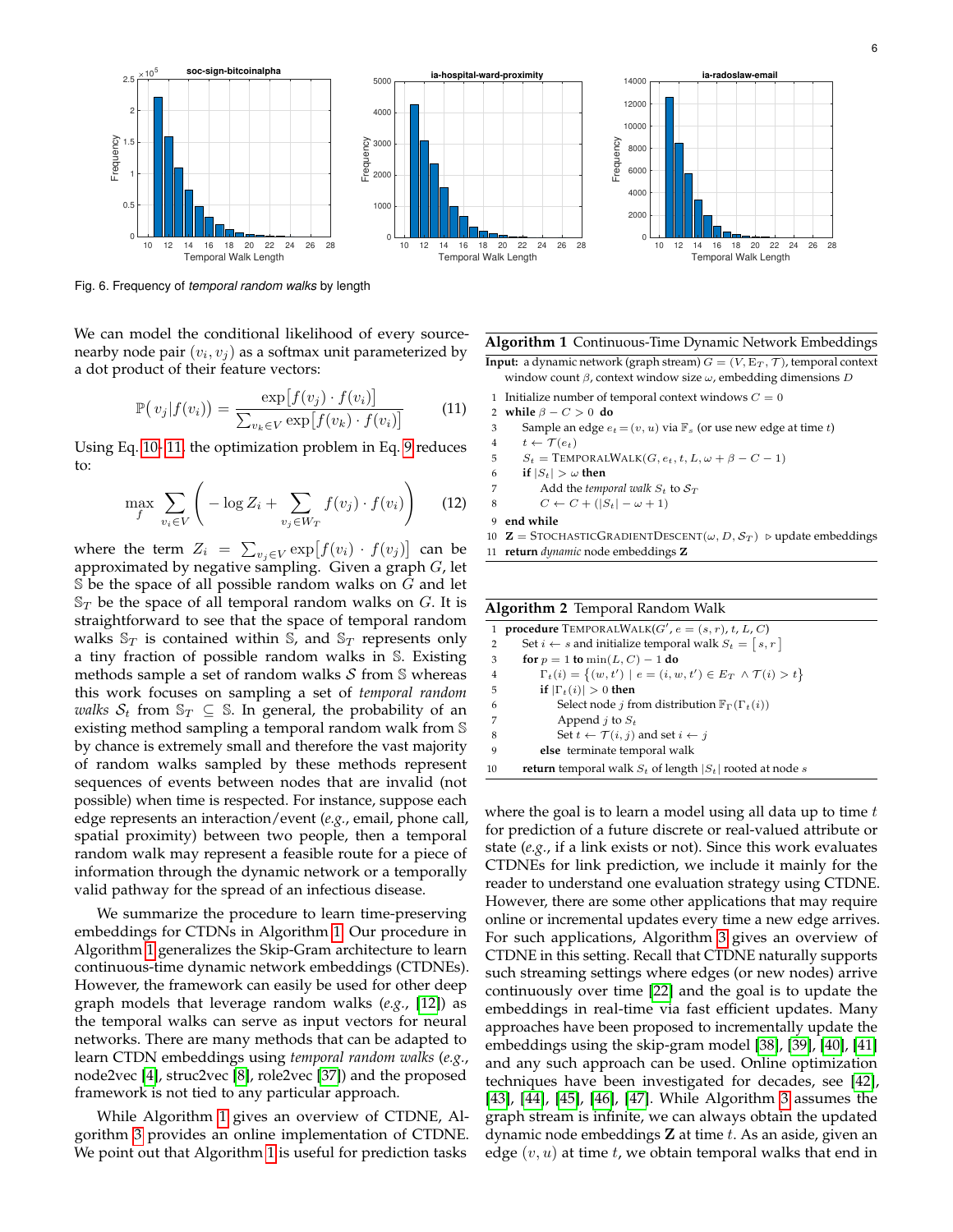Fig. 6. Frequency of *temporal random walks* by length

We can model the conditional likelihood of every source-nearby node pair $(v_i, v_j)$ as a softmax unit parameterized by a dot product of their feature vectors:

$$\mathbb{P}\big(v_j | f(v_i)\big) = \frac{\exp\big[f(v_j) \cdot f(v_i)\big]}{\sum_{v_k \in V} \exp\big[f(v_k) \cdot f(v_i)\big]} \tag{11}$$

Using Eq. 10–11, the optimization problem in Eq. 9 reduces to:

$$\max_{f} \sum_{v_i \in V} \left( -\log Z_i + \sum_{v_j \in W_T} f(v_j) \cdot f(v_i) \right) \tag{12}$$

where the term $Z_i = \sum_{v_j \in V} \exp\big[f(v_i) \cdot f(v_j)\big]$ can be approximated by negative sampling. Given a graph $G$, let $\mathbb{S}$ be the space of all possible random walks on $G$ and let $\mathbb{S}_T$ be the space of all temporal random walks on $G$. It is straightforward to see that the space of temporal random walks $\mathbb{S}_T$ is contained within $\mathbb{S}$, and $\mathbb{S}_T$ represents only a tiny fraction of possible random walks in $\mathbb{S}$. Existing methods sample a set of random walks $\mathcal{S}$ from $\mathbb{S}$ whereas this work focuses on sampling a set of *temporal random walks* $\mathcal{S}_t$ from $\mathbb{S}_T \subseteq \mathbb{S}$. In general, the probability of an existing method sampling a temporal random walk from $\mathbb{S}$ by chance is extremely small and therefore the vast majority of random walks sampled by these methods represent sequences of events between nodes that are invalid (not possible) when time is respected. For instance, suppose each edge represents an interaction/event (*e.g.*, email, phone call, spatial proximity) between two people, then a temporal random walk may represent a feasible route for a piece of information through the dynamic network or a temporally valid pathway for the spread of an infectious disease.

We summarize the procedure to learn time-preserving embeddings for CTDNs in Algorithm 1. Our procedure in Algorithm 1 generalizes the Skip-Gram architecture to learn continuous-time dynamic network embeddings (CTDNEs). However, the framework can easily be used for other deep graph models that leverage random walks (*e.g.*, [12]) as the temporal walks can serve as input vectors for neural networks. There are many methods that can be adapted to learn CTDN embeddings using *temporal random walks* (*e.g.*, node2vec [4], struc2vec [8], role2vec [37]) and the proposed framework is not tied to any particular approach.

While Algorithm 1 gives an overview of CTDNE, Algorithm 3 provides an online implementation of CTDNE. We point out that Algorithm 1 is useful for prediction tasks

**Algorithm 1** Continuous-Time Dynamic Network Embeddings

**Input:** a dynamic network (graph stream) $G = (V, E_T, \mathcal{T})$, temporal context window count $\beta$, context window size $\omega$, embedding dimensions $D$

```
1  Initialize number of temporal context windows C = 0
2  while β − C > 0 do
3      Sample an edge e_t = (v, u) via F_s (or use new edge at time t)
4      t ← T(e_t)
5      S_t = TEMPORALWALK(G, e_t, t, L, ω + β − C − 1)
6      if |S_t| > ω then
7          Add the temporal walk S_t to S_T
8          C ← C + (|S_t| − ω + 1)
9  end while
10 Z = STOCHASTICGRADIENTDESCENT(ω, D, S_T)   ▷ update embeddings
11 return dynamic node embeddings Z
```

**Algorithm 2** Temporal Random Walk

```
1  procedure TEMPORALWALK(G', e = (s, r), t, L, C)
2      Set i ← s and initialize temporal walk S_t = [ s, r ]
3      for p = 1 to min(L, C) − 1 do
4          Γ_t(i) = { (w, t') | e = (i, w, t') ∈ E_T ∧ T(i) > t }
5          if |Γ_t(i)| > 0 then
6              Select node j from distribution F_Γ(Γ_t(i))
7              Append j to S_t
8              Set t ← T(i, j) and set i ← j
9          else terminate temporal walk
10     return temporal walk S_t of length |S_t| rooted at node s
```

where the goal is to learn a model using all data up to time $t$ for prediction of a future discrete or real-valued attribute or state (*e.g.*, if a link exists or not). Since this work evaluates CTDNEs for link prediction, we include it mainly for the reader to understand one evaluation strategy using CTDNE. However, there are some other applications that may require online or incremental updates every time a new edge arrives. For such applications, Algorithm 3 gives an overview of CTDNE in this setting. Recall that CTDNE naturally supports such streaming settings where edges (or new nodes) arrive continuously over time [22] and the goal is to update the embeddings in real-time via fast efficient updates. Many approaches have been proposed to incrementally update the embeddings using the skip-gram model [38], [39], [40], [41] and any such approach can be used. Online optimization techniques have been investigated for decades, see [42], [43], [44], [45], [46], [47]. While Algorithm 3 assumes the graph stream is infinite, we can always obtain the updated dynamic node embeddings $\mathbf{Z}$ at time $t$. As an aside, given an edge $(v, u)$ at time $t$, we obtain temporal walks that end in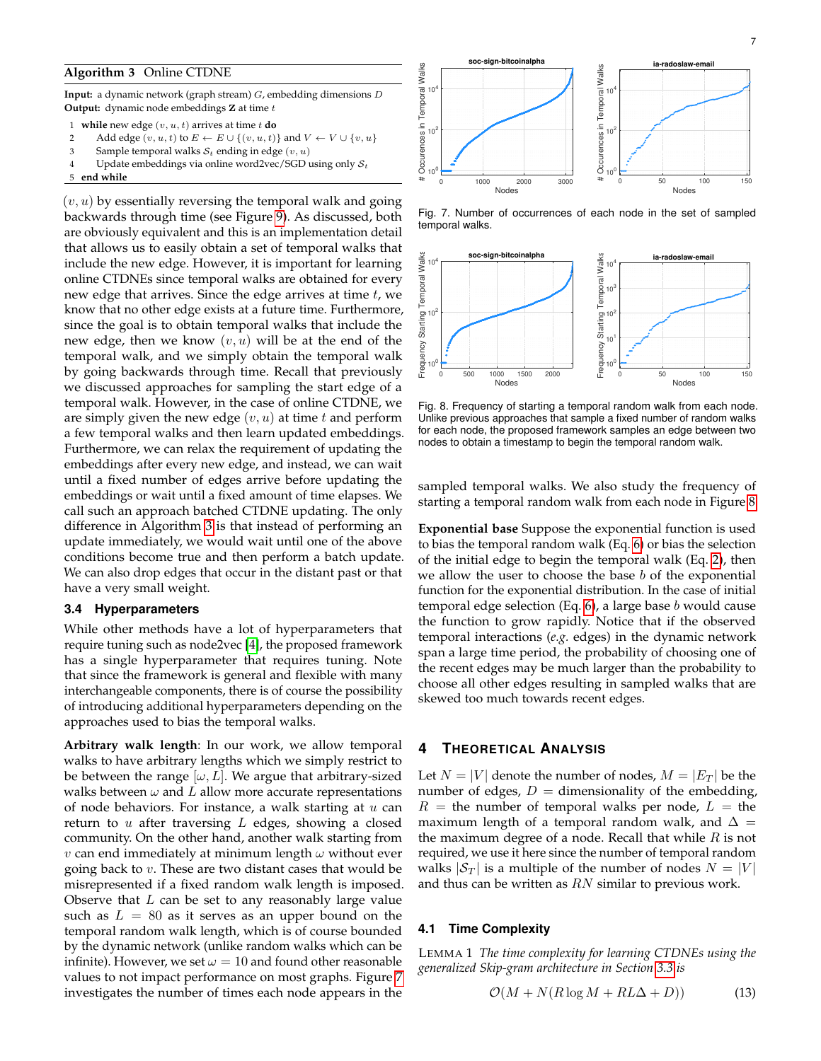**Algorithm 3** Online CTDNE

**Input:** a dynamic network (graph stream) $G$, embedding dimensions $D$
**Output:** dynamic node embeddings $\mathbf{Z}$ at time $t$

1 **while** new edge $(v, u, t)$ arrives at time $t$ **do**
2 Add edge $(v, u, t)$ to $E \leftarrow E \cup \{(v, u, t)\}$ and $V \leftarrow V \cup \{v, u\}$
3 Sample temporal walks $\mathcal{S}_t$ ending in edge $(v, u)$
4 Update embeddings via online word2vec/SGD using only $\mathcal{S}_t$
5 **end while**

$(v, u)$ by essentially reversing the temporal walk and going backwards through time (see Figure 9). As discussed, both are obviously equivalent and this is an implementation detail that allows us to easily obtain a set of temporal walks that include the new edge. However, it is important for learning online CTDNEs since temporal walks are obtained for every new edge that arrives. Since the edge arrives at time $t$, we know that no other edge exists at a future time. Furthermore, since the goal is to obtain temporal walks that include the new edge, then we know $(v, u)$ will be at the end of the temporal walk, and we simply obtain the temporal walk by going backwards through time. Recall that previously we discussed approaches for sampling the start edge of a temporal walk. However, in the case of online CTDNE, we are simply given the new edge $(v, u)$ at time $t$ and perform a few temporal walks and then learn updated embeddings. Furthermore, we can relax the requirement of updating the embeddings after every new edge, and instead, we can wait until a fixed number of edges arrive before updating the embeddings or wait until a fixed amount of time elapses. We call such an approach batched CTDNE updating. The only difference in Algorithm 3 is that instead of performing an update immediately, we would wait until one of the above conditions become true and then perform a batch update. We can also drop edges that occur in the distant past or that have a very small weight.

### 3.4 Hyperparameters

While other methods have a lot of hyperparameters that require tuning such as node2vec [4], the proposed framework has a single hyperparameter that requires tuning. Note that since the framework is general and flexible with many interchangeable components, there is of course the possibility of introducing additional hyperparameters depending on the approaches used to bias the temporal walks.

**Arbitrary walk length**: In our work, we allow temporal walks to have arbitrary lengths which we simply restrict to be between the range $[\omega, L]$. We argue that arbitrary-sized walks between $\omega$ and $L$ allow more accurate representations of node behaviors. For instance, a walk starting at $u$ can return to $u$ after traversing $L$ edges, showing a closed community. On the other hand, another walk starting from $v$ can end immediately at minimum length $\omega$ without ever going back to $v$. These are two distant cases that would be misrepresented if a fixed random walk length is imposed. Observe that $L$ can be set to any reasonably large value such as $L = 80$ as it serves as an upper bound on the temporal random walk length, which is of course bounded by the dynamic network (unlike random walks which can be infinite). However, we set $\omega = 10$ and found other reasonable values to not impact performance on most graphs. Figure 7 investigates the number of times each node appears in the sampled temporal walks. We also study the frequency of starting a temporal random walk from each node in Figure 8.

Fig. 7. Number of occurrences of each node in the set of sampled temporal walks.

Fig. 8. Frequency of starting a temporal random walk from each node. Unlike previous approaches that sample a fixed number of random walks for each node, the proposed framework samples an edge between two nodes to obtain a timestamp to begin the temporal random walk.

**Exponential base** Suppose the exponential function is used to bias the temporal random walk (Eq. 6) or bias the selection of the initial edge to begin the temporal walk (Eq. 2), then we allow the user to choose the base $b$ of the exponential function for the exponential distribution. In the case of initial temporal edge selection (Eq. 6), a large base $b$ would cause the function to grow rapidly. Notice that if the observed temporal interactions (*e.g.* edges) in the dynamic network span a large time period, the probability of choosing one of the recent edges may be much larger than the probability to choose all other edges resulting in sampled walks that are skewed too much towards recent edges.

## 4 Theoretical Analysis

Let $N = |V|$ denote the number of nodes, $M = |E_T|$ be the number of edges, $D$ = dimensionality of the embedding, $R$ = the number of temporal walks per node, $L$ = the maximum length of a temporal random walk, and $\Delta$ = the maximum degree of a node. Recall that while $R$ is not required, we use it here since the number of temporal random walks $|\mathcal{S}_T|$ is a multiple of the number of nodes $N = |V|$ and thus can be written as $RN$ similar to previous work.

### 4.1 Time Complexity

LEMMA 1 *The time complexity for learning CTDNEs using the generalized Skip-gram architecture in Section 3.3 is*

$$\mathcal{O}(M + N(R \log M + RL\Delta + D)) \tag{13}$$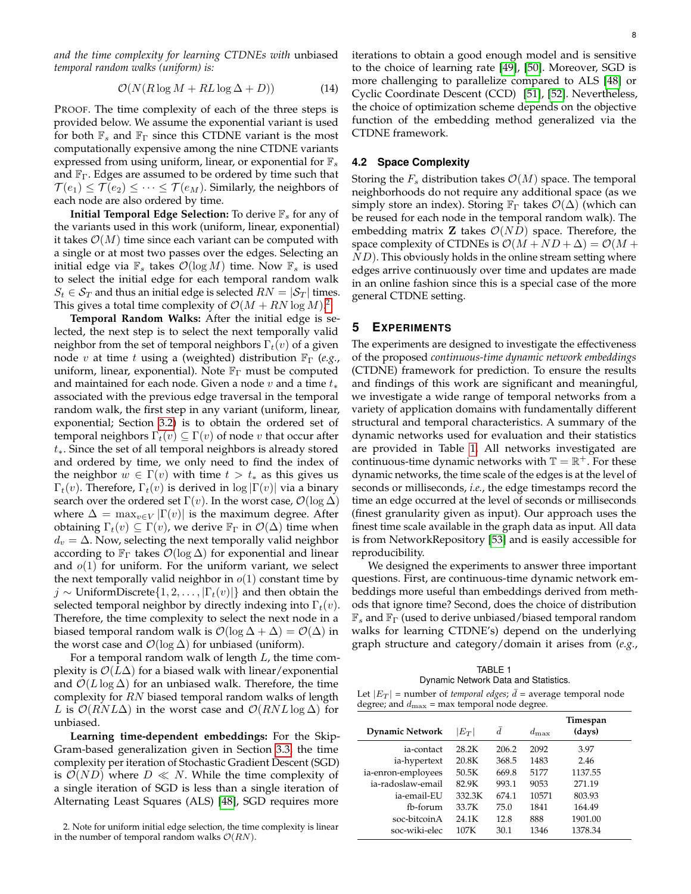*and the time complexity for learning CTDNEs with* unbiased *temporal random walks (uniform) is:*

$$\mathcal{O}(N(R\log M + RL\log\Delta + D)) \tag{14}$$

PROOF. The time complexity of each of the three steps is provided below. We assume the exponential variant is used for both $\mathbb{F}_s$ and $\mathbb{F}_\Gamma$ since this CTDNE variant is the most computationally expensive among the nine CTDNE variants expressed from using uniform, linear, or exponential for $\mathbb{F}_s$ and $\mathbb{F}_\Gamma$. Edges are assumed to be ordered by time such that $\mathcal{T}(e_1) \leq \mathcal{T}(e_2) \leq \cdots \leq \mathcal{T}(e_M)$. Similarly, the neighbors of each node are also ordered by time.

**Initial Temporal Edge Selection:** To derive $\mathbb{F}_s$ for any of the variants used in this work (uniform, linear, exponential) it takes $\mathcal{O}(M)$ time since each variant can be computed with a single or at most two passes over the edges. Selecting an initial edge via $\mathbb{F}_s$ takes $\mathcal{O}(\log M)$ time. Now $\mathbb{F}_s$ is used to select the initial edge for each temporal random walk $S_t \in \mathcal{S}_T$ and thus an initial edge is selected $RN = |\mathcal{S}_T|$ times. This gives a total time complexity of $\mathcal{O}(M + RN\log M)$.[2]

**Temporal Random Walks:** After the initial edge is selected, the next step is to select the next temporally valid neighbor from the set of temporal neighbors $\Gamma_t(v)$ of a given node $v$ at time $t$ using a (weighted) distribution $\mathbb{F}_\Gamma$ (*e.g.*, uniform, linear, exponential). Note $\mathbb{F}_\Gamma$ must be computed and maintained for each node. Given a node $v$ and a time $t_*$ associated with the previous edge traversal in the temporal random walk, the first step in any variant (uniform, linear, exponential; Section 3.2) is to obtain the ordered set of temporal neighbors $\Gamma_t(v) \subseteq \Gamma(v)$ of node $v$ that occur after $t_*$. Since the set of all temporal neighbors is already stored and ordered by time, we only need to find the index of the neighbor $w \in \Gamma(v)$ with time $t > t_*$ as this gives us $\Gamma_t(v)$. Therefore, $\Gamma_t(v)$ is derived in $\log|\Gamma(v)|$ via a binary search over the ordered set $\Gamma(v)$. In the worst case, $\mathcal{O}(\log\Delta)$ where $\Delta = \max_{v\in V}|\Gamma(v)|$ is the maximum degree. After obtaining $\Gamma_t(v) \subseteq \Gamma(v)$, we derive $\mathbb{F}_\Gamma$ in $\mathcal{O}(\Delta)$ time when $d_v = \Delta$. Now, selecting the next temporally valid neighbor according to $\mathbb{F}_\Gamma$ takes $\mathcal{O}(\log\Delta)$ for exponential and linear and $o(1)$ for uniform. For the uniform variant, we select the next temporally valid neighbor in $o(1)$ constant time by $j \sim \text{UniformDiscrete}\{1, 2, \ldots, |\Gamma_t(v)|\}$ and then obtain the selected temporal neighbor by directly indexing into $\Gamma_t(v)$. Therefore, the time complexity to select the next node in a biased temporal random walk is $\mathcal{O}(\log\Delta + \Delta) = \mathcal{O}(\Delta)$ in the worst case and $\mathcal{O}(\log\Delta)$ for unbiased (uniform).

For a temporal random walk of length $L$, the time complexity is $\mathcal{O}(L\Delta)$ for a biased walk with linear/exponential and $\mathcal{O}(L\log\Delta)$ for an unbiased walk. Therefore, the time complexity for $RN$ biased temporal random walks of length $L$ is $\mathcal{O}(RNL\Delta)$ in the worst case and $\mathcal{O}(RNL\log\Delta)$ for unbiased.

**Learning time-dependent embeddings:** For the Skip-Gram-based generalization given in Section 3.3, the time complexity per iteration of Stochastic Gradient Descent (SGD) is $\mathcal{O}(ND)$ where $D \ll N$. While the time complexity of a single iteration of SGD is less than a single iteration of Alternating Least Squares (ALS) [48], SGD requires more iterations to obtain a good enough model and is sensitive to the choice of learning rate [49], [50]. Moreover, SGD is more challenging to parallelize compared to ALS [48] or Cyclic Coordinate Descent (CCD) [51], [52]. Nevertheless, the choice of optimization scheme depends on the objective function of the embedding method generalized via the CTDNE framework.

2. Note for uniform initial edge selection, the time complexity is linear in the number of temporal random walks $\mathcal{O}(RN)$.

### 4.2 Space Complexity

Storing the $F_s$ distribution takes $\mathcal{O}(M)$ space. The temporal neighborhoods do not require any additional space (as we simply store an index). Storing $\mathbb{F}_\Gamma$ takes $\mathcal{O}(\Delta)$ (which can be reused for each node in the temporal random walk). The embedding matrix $\mathbf{Z}$ takes $\mathcal{O}(ND)$ space. Therefore, the space complexity of CTDNEs is $\mathcal{O}(M + ND + \Delta) = \mathcal{O}(M + ND)$. This obviously holds in the online stream setting where edges arrive continuously over time and updates are made in an online fashion since this is a special case of the more general CTDNE setting.

## 5 Experiments

The experiments are designed to investigate the effectiveness of the proposed *continuous-time dynamic network embeddings* (CTDNE) framework for prediction. To ensure the results and findings of this work are significant and meaningful, we investigate a wide range of temporal networks from a variety of application domains with fundamentally different structural and temporal characteristics. A summary of the dynamic networks used for evaluation and their statistics are provided in Table 1. All networks investigated are continuous-time dynamic networks with $\mathbb{T} = \mathbb{R}^+$. For these dynamic networks, the time scale of the edges is at the level of seconds or milliseconds, *i.e.*, the edge timestamps record the time an edge occurred at the level of seconds or milliseconds (finest granularity given as input). Our approach uses the finest time scale available in the graph data as input. All data is from NetworkRepository [53] and is easily accessible for reproducibility.

We designed the experiments to answer three important questions. First, are continuous-time dynamic network embeddings more useful than embeddings derived from methods that ignore time? Second, does the choice of distribution $\mathbb{F}_s$ and $\mathbb{F}_\Gamma$ (used to derive unbiased/biased temporal random walks for learning CTDNE's) depend on the underlying graph structure and category/domain it arises from (*e.g.*,

TABLE 1
Dynamic Network Data and Statistics.

Let $|E_T|$ = number of *temporal edges*; $\bar{d}$ = average temporal node degree; and $d_{\max}$ = max temporal node degree.

| Dynamic Network | $\lvert E_T\rvert$ | $\bar{d}$ | $d_{\max}$ | Timespan (days) |
|---|---|---|---|---|
| ia-contact | 28.2K | 206.2 | 2092 | 3.97 |
| ia-hypertext | 20.8K | 368.5 | 1483 | 2.46 |
| ia-enron-employees | 50.5K | 669.8 | 5177 | 1137.55 |
| ia-radoslaw-email | 82.9K | 993.1 | 9053 | 271.19 |
| ia-email-EU | 332.3K | 674.1 | 10571 | 803.93 |
| fb-forum | 33.7K | 75.0 | 1841 | 164.49 |
| soc-bitcoinA | 24.1K | 12.8 | 888 | 1901.00 |
| soc-wiki-elec | 107K | 30.1 | 1346 | 1378.34 |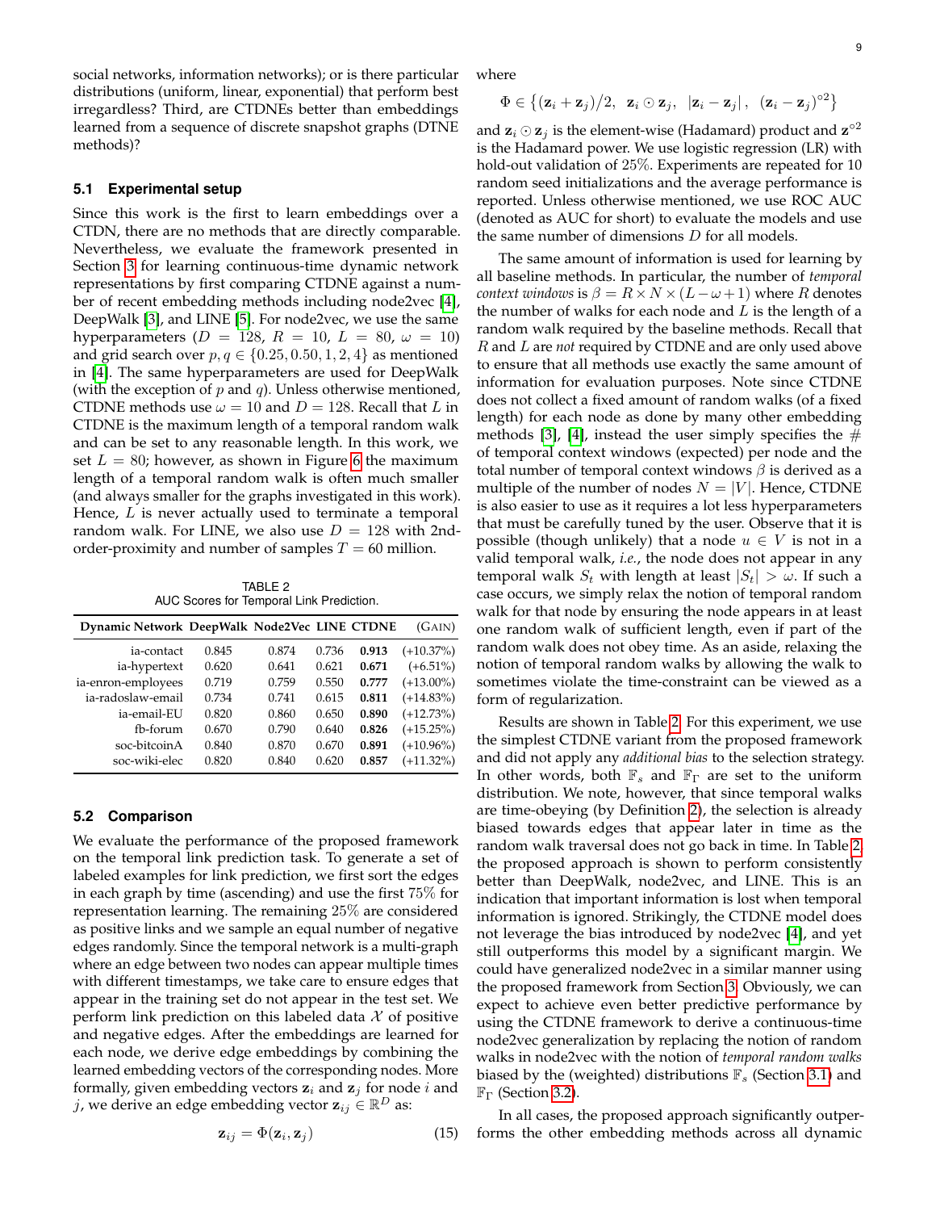social networks, information networks); or is there particular distributions (uniform, linear, exponential) that perform best irregardless? Third, are CTDNEs better than embeddings learned from a sequence of discrete snapshot graphs (DTNE methods)?

### 5.1 Experimental setup

Since this work is the first to learn embeddings over a CTDN, there are no methods that are directly comparable. Nevertheless, we evaluate the framework presented in Section 3 for learning continuous-time dynamic network representations by first comparing CTDNE against a number of recent embedding methods including node2vec [4], DeepWalk [3], and LINE [5]. For node2vec, we use the same hyperparameters ($D = 128$, $R = 10$, $L = 80$, $\omega = 10$) and grid search over $p, q \in \{0.25, 0.50, 1, 2, 4\}$ as mentioned in [4]. The same hyperparameters are used for DeepWalk (with the exception of $p$ and $q$). Unless otherwise mentioned, CTDNE methods use $\omega = 10$ and $D = 128$. Recall that $L$ in CTDNE is the maximum length of a temporal random walk and can be set to any reasonable length. In this work, we set $L = 80$; however, as shown in Figure 6 the maximum length of a temporal random walk is often much smaller (and always smaller for the graphs investigated in this work). Hence, $L$ is never actually used to terminate a temporal random walk. For LINE, we also use $D = 128$ with 2nd-order-proximity and number of samples $T = 60$ million.

TABLE 2
AUC Scores for Temporal Link Prediction.

| Dynamic Network | DeepWalk | Node2Vec | LINE | CTDNE | (Gain) |
|---|---|---|---|---|---|
| ia-contact | 0.845 | 0.874 | 0.736 | **0.913** | (+10.37%) |
| ia-hypertext | 0.620 | 0.641 | 0.621 | **0.671** | (+6.51%) |
| ia-enron-employees | 0.719 | 0.759 | 0.550 | **0.777** | (+13.00%) |
| ia-radoslaw-email | 0.734 | 0.741 | 0.615 | **0.811** | (+14.83%) |
| ia-email-EU | 0.820 | 0.860 | 0.650 | **0.890** | (+12.73%) |
| fb-forum | 0.670 | 0.790 | 0.640 | **0.826** | (+15.25%) |
| soc-bitcoinA | 0.840 | 0.870 | 0.670 | **0.891** | (+10.96%) |
| soc-wiki-elec | 0.820 | 0.840 | 0.620 | **0.857** | (+11.32%) |

### 5.2 Comparison

We evaluate the performance of the proposed framework on the temporal link prediction task. To generate a set of labeled examples for link prediction, we first sort the edges in each graph by time (ascending) and use the first 75% for representation learning. The remaining 25% are considered as positive links and we sample an equal number of negative edges randomly. Since the temporal network is a multi-graph where an edge between two nodes can appear multiple times with different timestamps, we take care to ensure edges that appear in the training set do not appear in the test set. We perform link prediction on this labeled data $\mathcal{X}$ of positive and negative edges. After the embeddings are learned for each node, we derive edge embeddings by combining the learned embedding vectors of the corresponding nodes. More formally, given embedding vectors $\mathbf{z}_i$ and $\mathbf{z}_j$ for node $i$ and $j$, we derive an edge embedding vector $\mathbf{z}_{ij} \in \mathbb{R}^D$ as:

$$\mathbf{z}_{ij} = \Phi(\mathbf{z}_i, \mathbf{z}_j) \tag{15}$$

where

$$\Phi \in \left\{ (\mathbf{z}_i + \mathbf{z}_j)/2, \;\; \mathbf{z}_i \odot \mathbf{z}_j, \;\; |\mathbf{z}_i - \mathbf{z}_j|, \;\; (\mathbf{z}_i - \mathbf{z}_j)^{\circ 2} \right\}$$

and $\mathbf{z}_i \odot \mathbf{z}_j$ is the element-wise (Hadamard) product and $\mathbf{z}^{\circ 2}$ is the Hadamard power. We use logistic regression (LR) with hold-out validation of 25%. Experiments are repeated for 10 random seed initializations and the average performance is reported. Unless otherwise mentioned, we use ROC AUC (denoted as AUC for short) to evaluate the models and use the same number of dimensions $D$ for all models.

The same amount of information is used for learning by all baseline methods. In particular, the number of *temporal context windows* is $\beta = R \times N \times (L - \omega + 1)$ where $R$ denotes the number of walks for each node and $L$ is the length of a random walk required by the baseline methods. Recall that $R$ and $L$ are *not* required by CTDNE and are only used above to ensure that all methods use exactly the same amount of information for evaluation purposes. Note since CTDNE does not collect a fixed amount of random walks (of a fixed length) for each node as done by many other embedding methods [3], [4], instead the user simply specifies the # of temporal context windows (expected) per node and the total number of temporal context windows $\beta$ is derived as a multiple of the number of nodes $N = |V|$. Hence, CTDNE is also easier to use as it requires a lot less hyperparameters that must be carefully tuned by the user. Observe that it is possible (though unlikely) that a node $u \in V$ is not in a valid temporal walk, *i.e.*, the node does not appear in any temporal walk $S_t$ with length at least $|S_t| > \omega$. If such a case occurs, we simply relax the notion of temporal random walk for that node by ensuring the node appears in at least one random walk of sufficient length, even if part of the random walk does not obey time. As an aside, relaxing the notion of temporal random walks by allowing the walk to sometimes violate the time-constraint can be viewed as a form of regularization.

Results are shown in Table 2. For this experiment, we use the simplest CTDNE variant from the proposed framework and did not apply any *additional bias* to the selection strategy. In other words, both $\mathbb{F}_s$ and $\mathbb{F}_\Gamma$ are set to the uniform distribution. We note, however, that since temporal walks are time-obeying (by Definition 2), the selection is already biased towards edges that appear later in time as the random walk traversal does not go back in time. In Table 2, the proposed approach is shown to perform consistently better than DeepWalk, node2vec, and LINE. This is an indication that important information is lost when temporal information is ignored. Strikingly, the CTDNE model does not leverage the bias introduced by node2vec [4], and yet still outperforms this model by a significant margin. We could have generalized node2vec in a similar manner using the proposed framework from Section 3. Obviously, we can expect to achieve even better predictive performance by using the CTDNE framework to derive a continuous-time node2vec generalization by replacing the notion of random walks in node2vec with the notion of *temporal random walks* biased by the (weighted) distributions $\mathbb{F}_s$ (Section 3.1) and $\mathbb{F}_\Gamma$ (Section 3.2).

In all cases, the proposed approach significantly outperforms the other embedding methods across all dynamic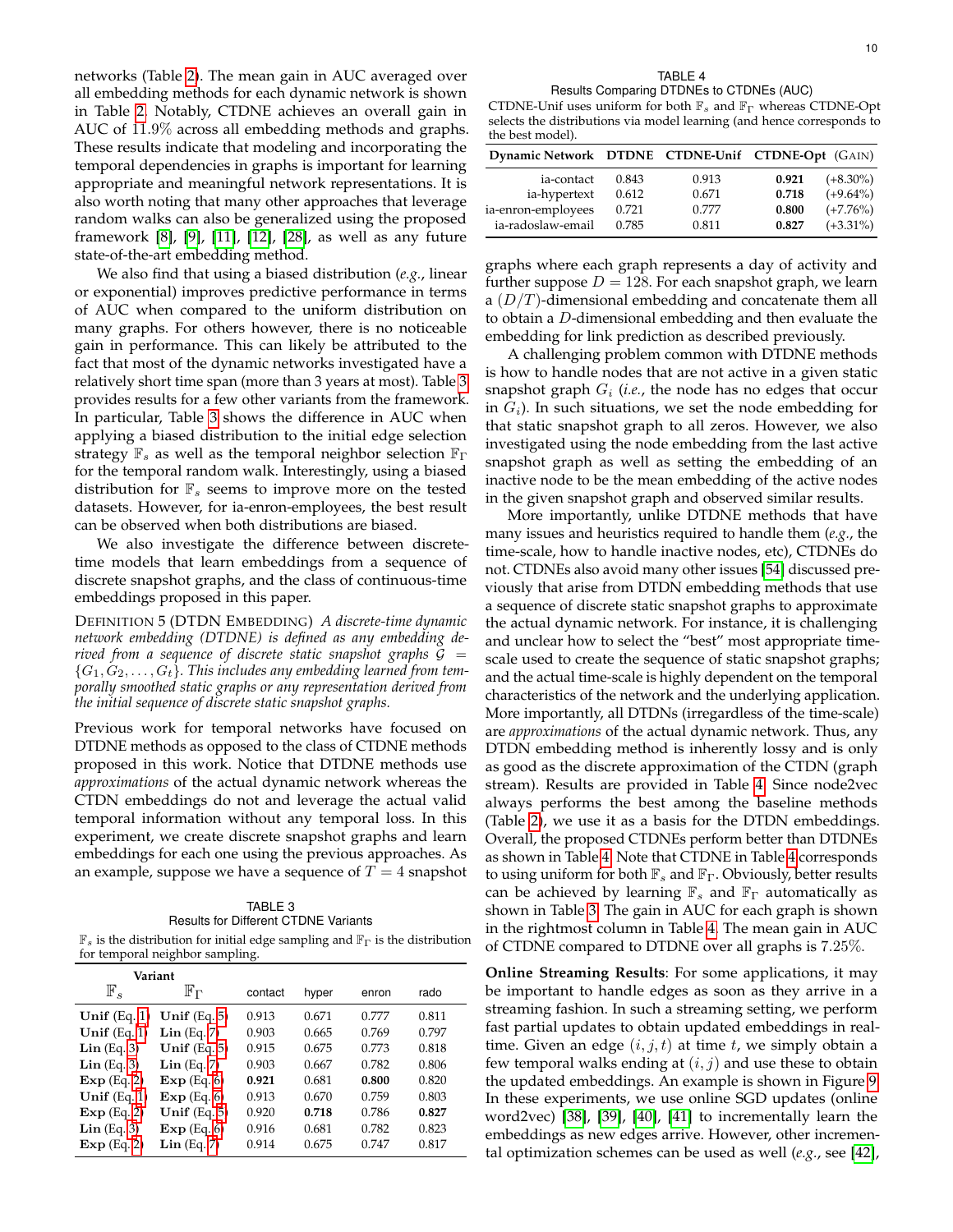networks (Table 2). The mean gain in AUC averaged over all embedding methods for each dynamic network is shown in Table 2. Notably, CTDNE achieves an overall gain in AUC of $11.9\%$ across all embedding methods and graphs. These results indicate that modeling and incorporating the temporal dependencies in graphs is important for learning appropriate and meaningful network representations. It is also worth noting that many other approaches that leverage random walks can also be generalized using the proposed framework [8], [9], [11], [12], [28], as well as any future state-of-the-art embedding method.

We also find that using a biased distribution (*e.g.*, linear or exponential) improves predictive performance in terms of AUC when compared to the uniform distribution on many graphs. For others however, there is no noticeable gain in performance. This can likely be attributed to the fact that most of the dynamic networks investigated have a relatively short time span (more than 3 years at most). Table 3 provides results for a few other variants from the framework. In particular, Table 3 shows the difference in AUC when applying a biased distribution to the initial edge selection strategy $\mathbb{F}_s$ as well as the temporal neighbor selection $\mathbb{F}_\Gamma$ for the temporal random walk. Interestingly, using a biased distribution for $\mathbb{F}_s$ seems to improve more on the tested datasets. However, for ia-enron-employees, the best result can be observed when both distributions are biased.

We also investigate the difference between discrete-time models that learn embeddings from a sequence of discrete snapshot graphs, and the class of continuous-time embeddings proposed in this paper.

DEFINITION 5 (DTDN EMBEDDING) *A discrete-time dynamic network embedding (DTDNE) is defined as any embedding derived from a sequence of discrete static snapshot graphs $\mathcal{G} = \{G_1, G_2, \ldots, G_t\}$. This includes any embedding learned from temporally smoothed static graphs or any representation derived from the initial sequence of discrete static snapshot graphs.*

Previous work for temporal networks have focused on DTDNE methods as opposed to the class of CTDNE methods proposed in this work. Notice that DTDNE methods use *approximations* of the actual dynamic network whereas the CTDN embeddings do not and leverage the actual valid temporal information without any temporal loss. In this experiment, we create discrete snapshot graphs and learn embeddings for each one using the previous approaches. As an example, suppose we have a sequence of $T = 4$ snapshot graphs where each graph represents a day of activity and further suppose $D = 128$. For each snapshot graph, we learn a $(D/T)$-dimensional embedding and concatenate them all to obtain a $D$-dimensional embedding and then evaluate the embedding for link prediction as described previously.

TABLE 3
Results for Different CTDNE Variants
$\mathbb{F}_s$ is the distribution for initial edge sampling and $\mathbb{F}_\Gamma$ is the distribution for temporal neighbor sampling.

| Variant $\mathbb{F}_s$ | Variant $\mathbb{F}_\Gamma$ | contact | hyper | enron | rado |
|---|---|---|---|---|---|
| **Unif** (Eq. 1) | **Unif** (Eq. 5) | 0.913 | 0.671 | 0.777 | 0.811 |
| **Unif** (Eq. 1) | **Lin** (Eq. 7) | 0.903 | 0.665 | 0.769 | 0.797 |
| **Lin** (Eq. 3) | **Unif** (Eq. 5) | 0.915 | 0.675 | 0.773 | 0.818 |
| **Lin** (Eq. 3) | **Lin** (Eq. 7) | 0.903 | 0.667 | 0.782 | 0.806 |
| **Exp** (Eq. 2) | **Exp** (Eq. 6) | **0.921** | 0.681 | **0.800** | 0.820 |
| **Unif** (Eq. 1) | **Exp** (Eq. 6) | 0.913 | 0.670 | 0.759 | 0.803 |
| **Exp** (Eq. 2) | **Unif** (Eq. 5) | 0.920 | **0.718** | 0.786 | **0.827** |
| **Lin** (Eq. 3) | **Exp** (Eq. 6) | 0.916 | 0.681 | 0.782 | 0.823 |
| **Exp** (Eq. 2) | **Lin** (Eq. 7) | 0.914 | 0.675 | 0.747 | 0.817 |

TABLE 4
Results Comparing DTDNEs to CTDNEs (AUC)
CTDNE-Unif uses uniform for both $\mathbb{F}_s$ and $\mathbb{F}_\Gamma$ whereas CTDNE-Opt selects the distributions via model learning (and hence corresponds to the best model).

| Dynamic Network | DTDNE | CTDNE-Unif | CTDNE-Opt | (Gain) |
|---|---|---|---|---|
| ia-contact | 0.843 | 0.913 | **0.921** | (+8.30%) |
| ia-hypertext | 0.612 | 0.671 | **0.718** | (+9.64%) |
| ia-enron-employees | 0.721 | 0.777 | **0.800** | (+7.76%) |
| ia-radoslaw-email | 0.785 | 0.811 | **0.827** | (+3.31%) |

A challenging problem common with DTDNE methods is how to handle nodes that are not active in a given static snapshot graph $G_i$ (*i.e.*, the node has no edges that occur in $G_i$). In such situations, we set the node embedding for that static snapshot graph to all zeros. However, we also investigated using the node embedding from the last active snapshot graph as well as setting the embedding of an inactive node to be the mean embedding of the active nodes in the given snapshot graph and observed similar results.

More importantly, unlike DTDNE methods that have many issues and heuristics required to handle them (*e.g.*, the time-scale, how to handle inactive nodes, etc), CTDNEs do not. CTDNEs also avoid many other issues [54] discussed previously that arise from DTDN embedding methods that use a sequence of discrete static snapshot graphs to approximate the actual dynamic network. For instance, it is challenging and unclear how to select the "best" most appropriate time-scale used to create the sequence of static snapshot graphs; and the actual time-scale is highly dependent on the temporal characteristics of the network and the underlying application. More importantly, all DTDNs (irregardless of the time-scale) are *approximations* of the actual dynamic network. Thus, any DTDN embedding method is inherently lossy and is only as good as the discrete approximation of the CTDN (graph stream). Results are provided in Table 4. Since node2vec always performs the best among the baseline methods (Table 2), we use it as a basis for the DTDN embeddings. Overall, the proposed CTDNEs perform better than DTDNEs as shown in Table 4. Note that CTDNE in Table 4 corresponds to using uniform for both $\mathbb{F}_s$ and $\mathbb{F}_\Gamma$. Obviously, better results can be achieved by learning $\mathbb{F}_s$ and $\mathbb{F}_\Gamma$ automatically as shown in Table 3. The gain in AUC for each graph is shown in the rightmost column in Table 4. The mean gain in AUC of CTDNE compared to DTDNE over all graphs is $7.25\%$.

**Online Streaming Results**: For some applications, it may be important to handle edges as soon as they arrive in a streaming fashion. In such a streaming setting, we perform fast partial updates to obtain updated embeddings in real-time. Given an edge $(i, j, t)$ at time $t$, we simply obtain a few temporal walks ending at $(i, j)$ and use these to obtain the updated embeddings. An example is shown in Figure 9. In these experiments, we use online SGD updates (online word2vec) [38], [39], [40], [41] to incrementally learn the embeddings as new edges arrive. However, other incremental optimization schemes can be used as well (*e.g.*, see [42],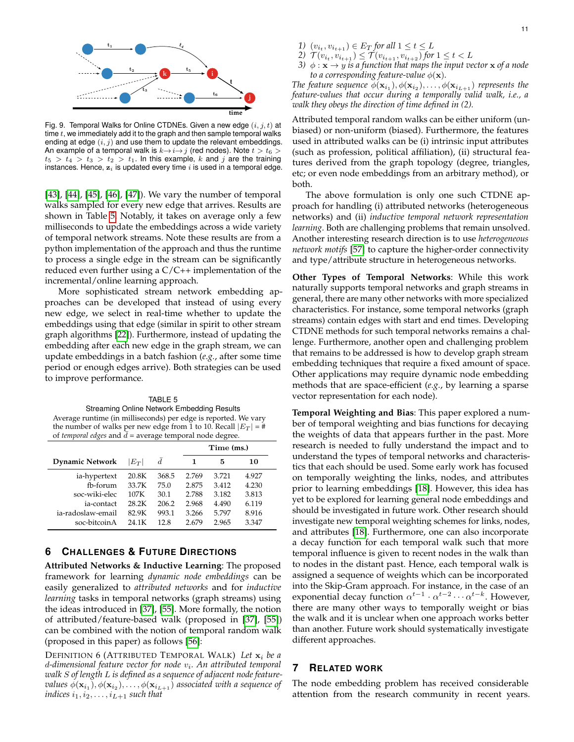Fig. 9. Temporal Walks for Online CTDNEs. Given a new edge $(i, j, t)$ at time $t$, we immediately add it to the graph and then sample temporal walks ending at edge $(i, j)$ and use them to update the relevant embeddings. An example of a temporal walk is $k \rightarrow i \rightarrow j$ (red nodes). Note $t > t_6 > t_5 > t_4 > t_3 > t_2 > t_1$. In this example, $k$ and $j$ are the training instances. Hence, $\mathbf{z}_i$ is updated every time $i$ is used in a temporal edge.

[43], [44], [45], [46], [47]). We vary the number of temporal walks sampled for every new edge that arrives. Results are shown in Table 5. Notably, it takes on average only a few milliseconds to update the embeddings across a wide variety of temporal network streams. Note these results are from a python implementation of the approach and thus the runtime to process a single edge in the stream can be significantly reduced even further using a C/C++ implementation of the incremental/online learning approach.

More sophisticated stream network embedding approaches can be developed that instead of using every new edge, we select in real-time whether to update the embeddings using that edge (similar in spirit to other stream graph algorithms [22]). Furthermore, instead of updating the embedding after each new edge in the graph stream, we can update embeddings in a batch fashion (*e.g.*, after some time period or enough edges arrive). Both strategies can be used to improve performance.

TABLE 5
Streaming Online Network Embedding Results
Average runtime (in milliseconds) per edge is reported. We vary the number of walks per new edge from 1 to 10. Recall $|E_T|$ = # of *temporal edges* and $\bar{d}$ = average temporal node degree.

| Dynamic Network | $\lvert E_T \rvert$ | $\bar{d}$ | Time (ms.) 1 | 5 | 10 |
|---|---|---|---|---|---|
| ia-hypertext | 20.8K | 368.5 | 2.769 | 3.721 | 4.927 |
| fb-forum | 33.7K | 75.0 | 2.875 | 3.412 | 4.230 |
| soc-wiki-elec | 107K | 30.1 | 2.788 | 3.182 | 3.813 |
| ia-contact | 28.2K | 206.2 | 2.968 | 4.490 | 6.119 |
| ia-radoslaw-email | 82.9K | 993.1 | 3.266 | 5.797 | 8.916 |
| soc-bitcoinA | 24.1K | 12.8 | 2.679 | 2.965 | 3.347 |

## 6 Challenges & Future Directions

**Attributed Networks & Inductive Learning**: The proposed framework for learning *dynamic node embeddings* can be easily generalized to *attributed networks* and for *inductive learning* tasks in temporal networks (graph streams) using the ideas introduced in [37], [55]. More formally, the notion of attributed/feature-based walk (proposed in [37], [55]) can be combined with the notion of temporal random walk (proposed in this paper) as follows [56]:

Definition 6 (Attributed Temporal Walk) *Let $\mathbf{x}_i$ be a $d$-dimensional feature vector for node $v_i$. An attributed temporal walk $S$ of length $L$ is defined as a sequence of adjacent node feature-values $\phi(\mathbf{x}_{i_1}), \phi(\mathbf{x}_{i_2}), \ldots, \phi(\mathbf{x}_{i_{L+1}})$ associated with a sequence of indices $i_1, i_2, \ldots, i_{L+1}$ such that*

1) $(v_{i_t}, v_{i_{t+1}}) \in E_T$ *for all* $1 \leq t \leq L$
2) $\mathcal{T}(v_{i_t}, v_{i_{t+1}}) \leq \mathcal{T}(v_{i_{t+1}}, v_{i_{t+2}})$ *for* $1 \leq t < L$
3) $\phi : \mathbf{x} \rightarrow y$ *is a function that maps the input vector* $\mathbf{x}$ *of a node to a corresponding feature-value* $\phi(\mathbf{x})$.

*The feature sequence $\phi(\mathbf{x}_{i_1}), \phi(\mathbf{x}_{i_2}), \ldots, \phi(\mathbf{x}_{i_{L+1}})$ represents the feature-values that occur during a temporally valid walk, i.e., a walk they obeys the direction of time defined in (2).*

Attributed temporal random walks can be either uniform (unbiased) or non-uniform (biased). Furthermore, the features used in attributed walks can be (i) intrinsic input attributes (such as profession, political affiliation), (ii) structural features derived from the graph topology (degree, triangles, etc; or even node embeddings from an arbitrary method), or both.

The above formulation is only one such CTDNE approach for handling (i) attributed networks (heterogeneous networks) and (ii) *inductive temporal network representation learning*. Both are challenging problems that remain unsolved. Another interesting research direction is to use *heterogeneous network motifs* [57] to capture the higher-order connectivity and type/attribute structure in heterogeneous networks.

**Other Types of Temporal Networks**: While this work naturally supports temporal networks and graph streams in general, there are many other networks with more specialized characteristics. For instance, some temporal networks (graph streams) contain edges with start and end times. Developing CTDNE methods for such temporal networks remains a challenge. Furthermore, another open and challenging problem that remains to be addressed is how to develop graph stream embedding techniques that require a fixed amount of space. Other applications may require dynamic node embedding methods that are space-efficient (*e.g.*, by learning a sparse vector representation for each node).

**Temporal Weighting and Bias**: This paper explored a number of temporal weighting and bias functions for decaying the weights of data that appears further in the past. More research is needed to fully understand the impact and to understand the types of temporal networks and characteristics that each should be used. Some early work has focused on temporally weighting the links, nodes, and attributes prior to learning embeddings [18]. However, this idea has yet to be explored for learning general node embeddings and should be investigated in future work. Other research should investigate new temporal weighting schemes for links, nodes, and attributes [18]. Furthermore, one can also incorporate a decay function for each temporal walk such that more temporal influence is given to recent nodes in the walk than to nodes in the distant past. Hence, each temporal walk is assigned a sequence of weights which can be incorporated into the Skip-Gram approach. For instance, in the case of an exponential decay function $\alpha^{t-1} \cdot \alpha^{t-2} \cdots \alpha^{t-k}$. However, there are many other ways to temporally weight or bias the walk and it is unclear when one approach works better than another. Future work should systematically investigate different approaches.

## 7 Related Work

The node embedding problem has received considerable attention from the research community in recent years.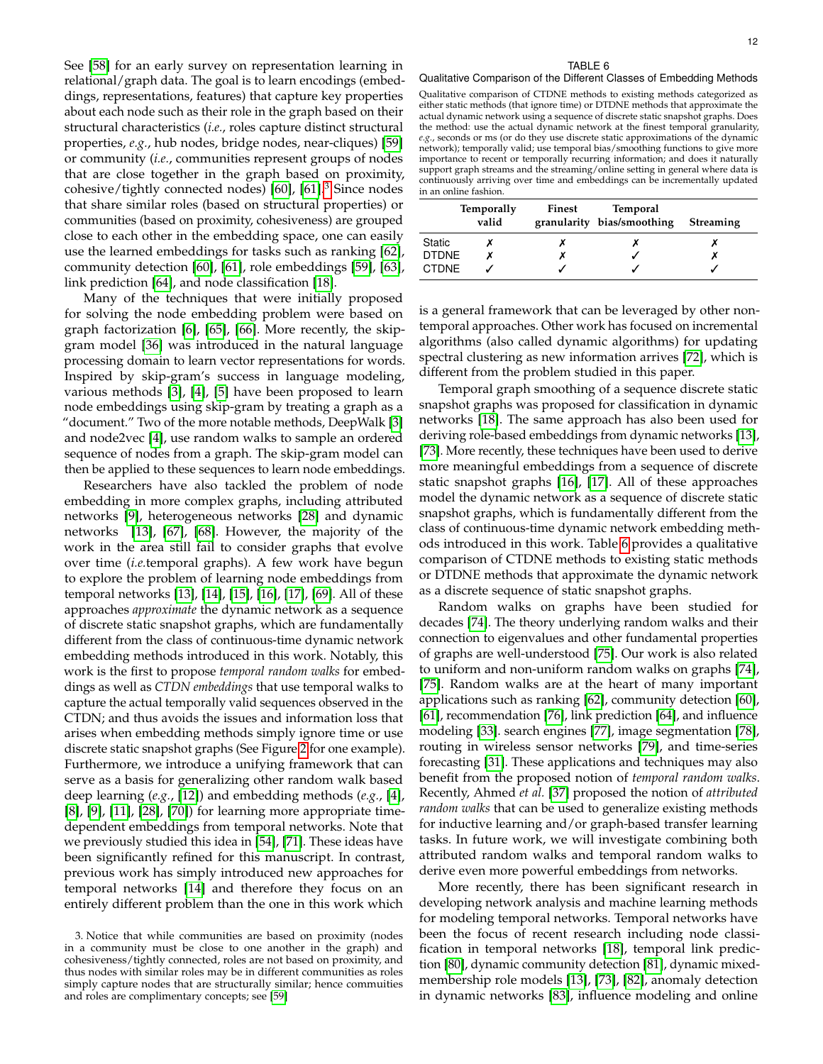See [58] for an early survey on representation learning in relational/graph data. The goal is to learn encodings (embeddings, representations, features) that capture key properties about each node such as their role in the graph based on their structural characteristics (*i.e.*, roles capture distinct structural properties, *e.g.*, hub nodes, bridge nodes, near-cliques) [59] or community (*i.e.*, communities represent groups of nodes that are close together in the graph based on proximity, cohesive/tightly connected nodes) [60], [61].[3] Since nodes that share similar roles (based on structural properties) or communities (based on proximity, cohesiveness) are grouped close to each other in the embedding space, one can easily use the learned embeddings for tasks such as ranking [62], community detection [60], [61], role embeddings [59], [63], link prediction [64], and node classification [18].

Many of the techniques that were initially proposed for solving the node embedding problem were based on graph factorization [6], [65], [66]. More recently, the skip-gram model [36] was introduced in the natural language processing domain to learn vector representations for words. Inspired by skip-gram's success in language modeling, various methods [3], [4], [5] have been proposed to learn node embeddings using skip-gram by treating a graph as a "document." Two of the more notable methods, DeepWalk [3] and node2vec [4], use random walks to sample an ordered sequence of nodes from a graph. The skip-gram model can then be applied to these sequences to learn node embeddings.

Researchers have also tackled the problem of node embedding in more complex graphs, including attributed networks [9], heterogeneous networks [28] and dynamic networks [13], [67], [68]. However, the majority of the work in the area still fail to consider graphs that evolve over time (*i.e.*temporal graphs). A few work have begun to explore the problem of learning node embeddings from temporal networks [13], [14], [15], [16], [17], [69]. All of these approaches *approximate* the dynamic network as a sequence of discrete static snapshot graphs, which are fundamentally different from the class of continuous-time dynamic network embedding methods introduced in this work. Notably, this work is the first to propose *temporal random walks* for embeddings as well as *CTDN embeddings* that use temporal walks to capture the actual temporally valid sequences observed in the CTDN; and thus avoids the issues and information loss that arises when embedding methods simply ignore time or use discrete static snapshot graphs (See Figure 2 for one example). Furthermore, we introduce a unifying framework that can serve as a basis for generalizing other random walk based deep learning (*e.g.*, [12]) and embedding methods (*e.g.*, [4], [8], [9], [11], [28], [70]) for learning more appropriate time-dependent embeddings from temporal networks. Note that we previously studied this idea in [54], [71]. These ideas have been significantly refined for this manuscript. In contrast, previous work has simply introduced new approaches for temporal networks [14] and therefore they focus on an entirely different problem than the one in this work which is a general framework that can be leveraged by other non-temporal approaches. Other work has focused on incremental algorithms (also called dynamic algorithms) for updating spectral clustering as new information arrives [72], which is different from the problem studied in this paper.

3. Notice that while communities are based on proximity (nodes in a community must be close to one another in the graph) and cohesiveness/tightly connected, roles are not based on proximity, and thus nodes with similar roles may be in different communities as roles simply capture nodes that are structurally similar; hence commuities and roles are complimentary concepts; see [59]

TABLE 6
Qualitative Comparison of the Different Classes of Embedding Methods

Qualitative comparison of CTDNE methods to existing methods categorized as either static methods (that ignore time) or DTDNE methods that approximate the actual dynamic network using a sequence of discrete static snapshot graphs. Does the method: use the actual dynamic network at the finest temporal granularity, *e.g.*, seconds or ms (or do they use discrete static approximations of the dynamic network); temporally valid; use temporal bias/smoothing functions to give more importance to recent or temporally recurring information; and does it naturally support graph streams and the streaming/online setting in general where data is continuously arriving over time and embeddings can be incrementally updated in an online fashion.

| | Temporally valid | Finest granularity | Temporal bias/smoothing | Streaming |
|---|---|---|---|---|
| Static | ✗ | ✗ | ✗ | ✗ |
| DTDNE | ✗ | ✗ | ✓ | ✗ |
| CTDNE | ✓ | ✓ | ✓ | ✓ |

Temporal graph smoothing of a sequence discrete static snapshot graphs was proposed for classification in dynamic networks [18]. The same approach has also been used for deriving role-based embeddings from dynamic networks [13], [73]. More recently, these techniques have been used to derive more meaningful embeddings from a sequence of discrete static snapshot graphs [16], [17]. All of these approaches model the dynamic network as a sequence of discrete static snapshot graphs, which is fundamentally different from the class of continuous-time dynamic network embedding methods introduced in this work. Table 6 provides a qualitative comparison of CTDNE methods to existing static methods or DTDNE methods that approximate the dynamic network as a discrete sequence of static snapshot graphs.

Random walks on graphs have been studied for decades [74]. The theory underlying random walks and their connection to eigenvalues and other fundamental properties of graphs are well-understood [75]. Our work is also related to uniform and non-uniform random walks on graphs [74], [75]. Random walks are at the heart of many important applications such as ranking [62], community detection [60], [61], recommendation [76], link prediction [64], and influence modeling [33]. search engines [77], image segmentation [78], routing in wireless sensor networks [79], and time-series forecasting [31]. These applications and techniques may also benefit from the proposed notion of *temporal random walks*. Recently, Ahmed *et al.* [37] proposed the notion of *attributed random walks* that can be used to generalize existing methods for inductive learning and/or graph-based transfer learning tasks. In future work, we will investigate combining both attributed random walks and temporal random walks to derive even more powerful embeddings from networks.

More recently, there has been significant research in developing network analysis and machine learning methods for modeling temporal networks. Temporal networks have been the focus of recent research including node classification in temporal networks [18], temporal link prediction [80], dynamic community detection [81], dynamic mixed-membership role models [13], [73], [82], anomaly detection in dynamic networks [83], influence modeling and online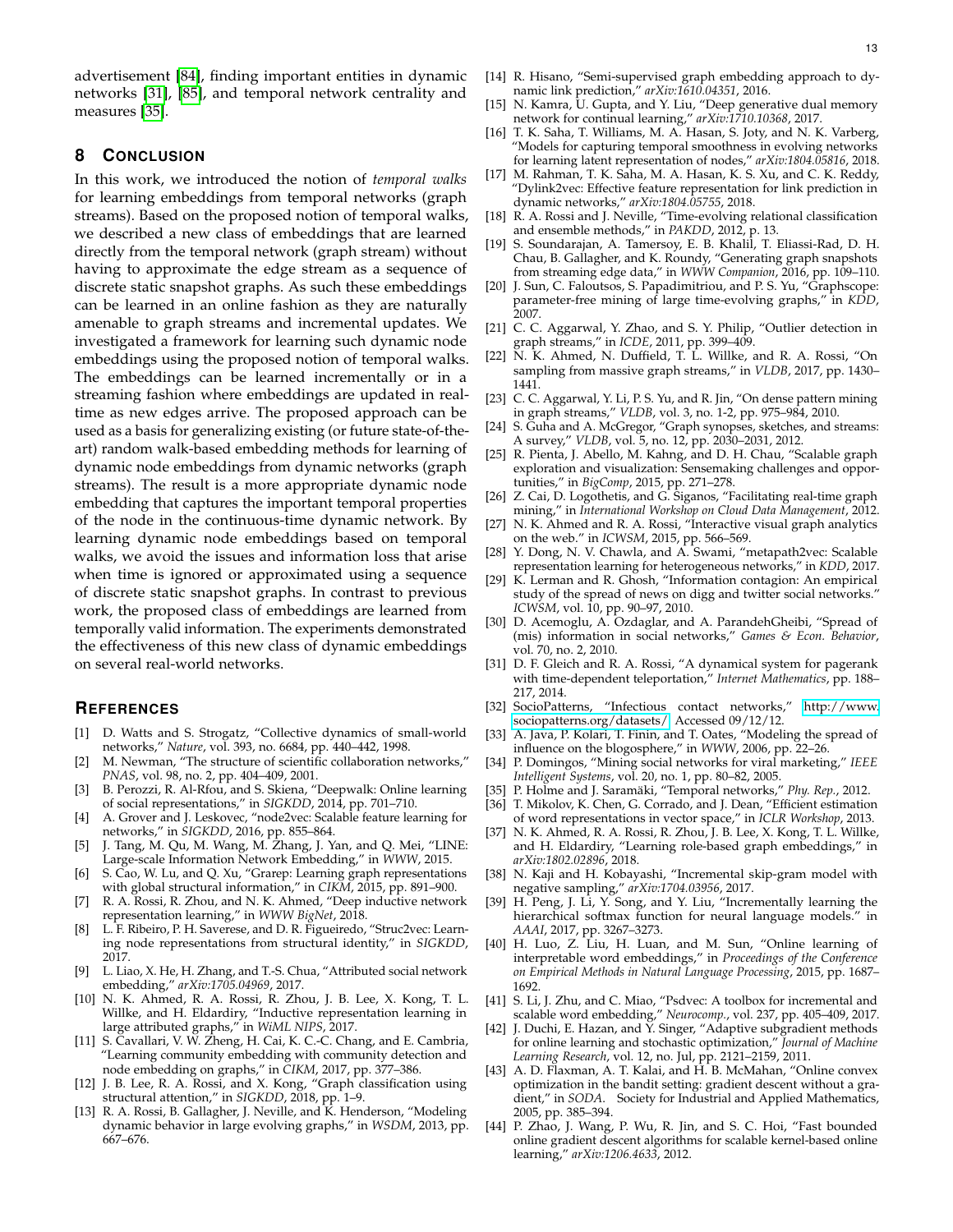advertisement [84], finding important entities in dynamic networks [31], [85], and temporal network centrality and measures [35].

## 8 Conclusion

In this work, we introduced the notion of *temporal walks* for learning embeddings from temporal networks (graph streams). Based on the proposed notion of temporal walks, we described a new class of embeddings that are learned directly from the temporal network (graph stream) without having to approximate the edge stream as a sequence of discrete static snapshot graphs. As such these embeddings can be learned in an online fashion as they are naturally amenable to graph streams and incremental updates. We investigated a framework for learning such dynamic node embeddings using the proposed notion of temporal walks. The embeddings can be learned incrementally or in a streaming fashion where embeddings are updated in real-time as new edges arrive. The proposed approach can be used as a basis for generalizing existing (or future state-of-the-art) random walk-based embedding methods for learning of dynamic node embeddings from dynamic networks (graph streams). The result is a more appropriate dynamic node embedding that captures the important temporal properties of the node in the continuous-time dynamic network. By learning dynamic node embeddings based on temporal walks, we avoid the issues and information loss that arise when time is ignored or approximated using a sequence of discrete static snapshot graphs. In contrast to previous work, the proposed class of embeddings are learned from temporally valid information. The experiments demonstrated the effectiveness of this new class of dynamic embeddings on several real-world networks.

## References

[1] D. Watts and S. Strogatz, "Collective dynamics of small-world networks," *Nature*, vol. 393, no. 6684, pp. 440–442, 1998.

[2] M. Newman, "The structure of scientific collaboration networks," *PNAS*, vol. 98, no. 2, pp. 404–409, 2001.

[3] B. Perozzi, R. Al-Rfou, and S. Skiena, "Deepwalk: Online learning of social representations," in *SIGKDD*, 2014, pp. 701–710.

[4] A. Grover and J. Leskovec, "node2vec: Scalable feature learning for networks," in *SIGKDD*, 2016, pp. 855–864.

[5] J. Tang, M. Qu, M. Wang, M. Zhang, J. Yan, and Q. Mei, "LINE: Large-scale Information Network Embedding," in *WWW*, 2015.

[6] S. Cao, W. Lu, and Q. Xu, "Grarep: Learning graph representations with global structural information," in *CIKM*, 2015, pp. 891–900.

[7] R. A. Rossi, R. Zhou, and N. K. Ahmed, "Deep inductive network representation learning," in *WWW BigNet*, 2018.

[8] L. F. Ribeiro, P. H. Saverese, and D. R. Figueiredo, "Struc2vec: Learning node representations from structural identity," in *SIGKDD*, 2017.

[9] L. Liao, X. He, H. Zhang, and T.-S. Chua, "Attributed social network embedding," *arXiv:1705.04969*, 2017.

[10] N. K. Ahmed, R. A. Rossi, R. Zhou, J. B. Lee, X. Kong, T. L. Willke, and H. Eldardiry, "Inductive representation learning in large attributed graphs," in *WiML NIPS*, 2017.

[11] S. Cavallari, V. W. Zheng, H. Cai, K. C.-C. Chang, and E. Cambria, "Learning community embedding with community detection and node embedding on graphs," in *CIKM*, 2017, pp. 377–386.

[12] J. B. Lee, R. A. Rossi, and X. Kong, "Graph classification using structural attention," in *SIGKDD*, 2018, pp. 1–9.

[13] R. A. Rossi, B. Gallagher, J. Neville, and K. Henderson, "Modeling dynamic behavior in large evolving graphs," in *WSDM*, 2013, pp. 667–676.

[14] R. Hisano, "Semi-supervised graph embedding approach to dynamic link prediction," *arXiv:1610.04351*, 2016.

[15] N. Kamra, U. Gupta, and Y. Liu, "Deep generative dual memory network for continual learning," *arXiv:1710.10368*, 2017.

[16] T. K. Saha, T. Williams, M. A. Hasan, S. Joty, and N. K. Varberg, "Models for capturing temporal smoothness in evolving networks for learning latent representation of nodes," *arXiv:1804.05816*, 2018.

[17] M. Rahman, T. K. Saha, M. A. Hasan, K. S. Xu, and C. K. Reddy, "Dylink2vec: Effective feature representation for link prediction in dynamic networks," *arXiv:1804.05755*, 2018.

[18] R. A. Rossi and J. Neville, "Time-evolving relational classification and ensemble methods," in *PAKDD*, 2012, p. 13.

[19] S. Soundarajan, A. Tamersoy, E. B. Khalil, T. Eliassi-Rad, D. H. Chau, B. Gallagher, and K. Roundy, "Generating graph snapshots from streaming edge data," in *WWW Companion*, 2016, pp. 109–110.

[20] J. Sun, C. Faloutsos, S. Papadimitriou, and P. S. Yu, "Graphscope: parameter-free mining of large time-evolving graphs," in *KDD*, 2007.

[21] C. C. Aggarwal, Y. Zhao, and S. Y. Philip, "Outlier detection in graph streams," in *ICDE*, 2011, pp. 399–409.

[22] N. K. Ahmed, N. Duffield, T. L. Willke, and R. A. Rossi, "On sampling from massive graph streams," in *VLDB*, 2017, pp. 1430–1441.

[23] C. C. Aggarwal, Y. Li, P. S. Yu, and R. Jin, "On dense pattern mining in graph streams," *VLDB*, vol. 3, no. 1-2, pp. 975–984, 2010.

[24] S. Guha and A. McGregor, "Graph synopses, sketches, and streams: A survey," *VLDB*, vol. 5, no. 12, pp. 2030–2031, 2012.

[25] R. Pienta, J. Abello, M. Kahng, and D. H. Chau, "Scalable graph exploration and visualization: Sensemaking challenges and opportunities," in *BigComp*, 2015, pp. 271–278.

[26] Z. Cai, D. Logothetis, and G. Siganos, "Facilitating real-time graph mining," in *International Workshop on Cloud Data Management*, 2012.

[27] N. K. Ahmed and R. A. Rossi, "Interactive visual graph analytics on the web." in *ICWSM*, 2015, pp. 566–569.

[28] Y. Dong, N. V. Chawla, and A. Swami, "metapath2vec: Scalable representation learning for heterogeneous networks," in *KDD*, 2017.

[29] K. Lerman and R. Ghosh, "Information contagion: An empirical study of the spread of news on digg and twitter social networks." *ICWSM*, vol. 10, pp. 90–97, 2010.

[30] D. Acemoglu, A. Ozdaglar, and A. ParandehGheibi, "Spread of (mis) information in social networks," *Games & Econ. Behavior*, vol. 70, no. 2, 2010.

[31] D. F. Gleich and R. A. Rossi, "A dynamical system for pagerank with time-dependent teleportation," *Internet Mathematics*, pp. 188–217, 2014.

[32] SocioPatterns, "Infectious contact networks," http://www.sociopatterns.org/datasets/. Accessed 09/12/12.

[33] A. Java, P. Kolari, T. Finin, and T. Oates, "Modeling the spread of influence on the blogosphere," in *WWW*, 2006, pp. 22–26.

[34] P. Domingos, "Mining social networks for viral marketing," *IEEE Intelligent Systems*, vol. 20, no. 1, pp. 80–82, 2005.

[35] P. Holme and J. Saramäki, "Temporal networks," *Phy. Rep.*, 2012.

[36] T. Mikolov, K. Chen, G. Corrado, and J. Dean, "Efficient estimation of word representations in vector space," in *ICLR Workshop*, 2013.

[37] N. K. Ahmed, R. A. Rossi, R. Zhou, J. B. Lee, X. Kong, T. L. Willke, and H. Eldardiry, "Learning role-based graph embeddings," in *arXiv:1802.02896*, 2018.

[38] N. Kaji and H. Kobayashi, "Incremental skip-gram model with negative sampling," *arXiv:1704.03956*, 2017.

[39] H. Peng, J. Li, Y. Song, and Y. Liu, "Incrementally learning the hierarchical softmax function for neural language models." in *AAAI*, 2017, pp. 3267–3273.

[40] H. Luo, Z. Liu, H. Luan, and M. Sun, "Online learning of interpretable word embeddings," in *Proceedings of the Conference on Empirical Methods in Natural Language Processing*, 2015, pp. 1687–1692.

[41] S. Li, J. Zhu, and C. Miao, "Psdvec: A toolbox for incremental and scalable word embedding," *Neurocomp.*, vol. 237, pp. 405–409, 2017.

[42] J. Duchi, E. Hazan, and Y. Singer, "Adaptive subgradient methods for online learning and stochastic optimization," *Journal of Machine Learning Research*, vol. 12, no. Jul, pp. 2121–2159, 2011.

[43] A. D. Flaxman, A. T. Kalai, and H. B. McMahan, "Online convex optimization in the bandit setting: gradient descent without a gradient," in *SODA*. Society for Industrial and Applied Mathematics, 2005, pp. 385–394.

[44] P. Zhao, J. Wang, P. Wu, R. Jin, and S. C. Hoi, "Fast bounded online gradient descent algorithms for scalable kernel-based online learning," *arXiv:1206.4633*, 2012.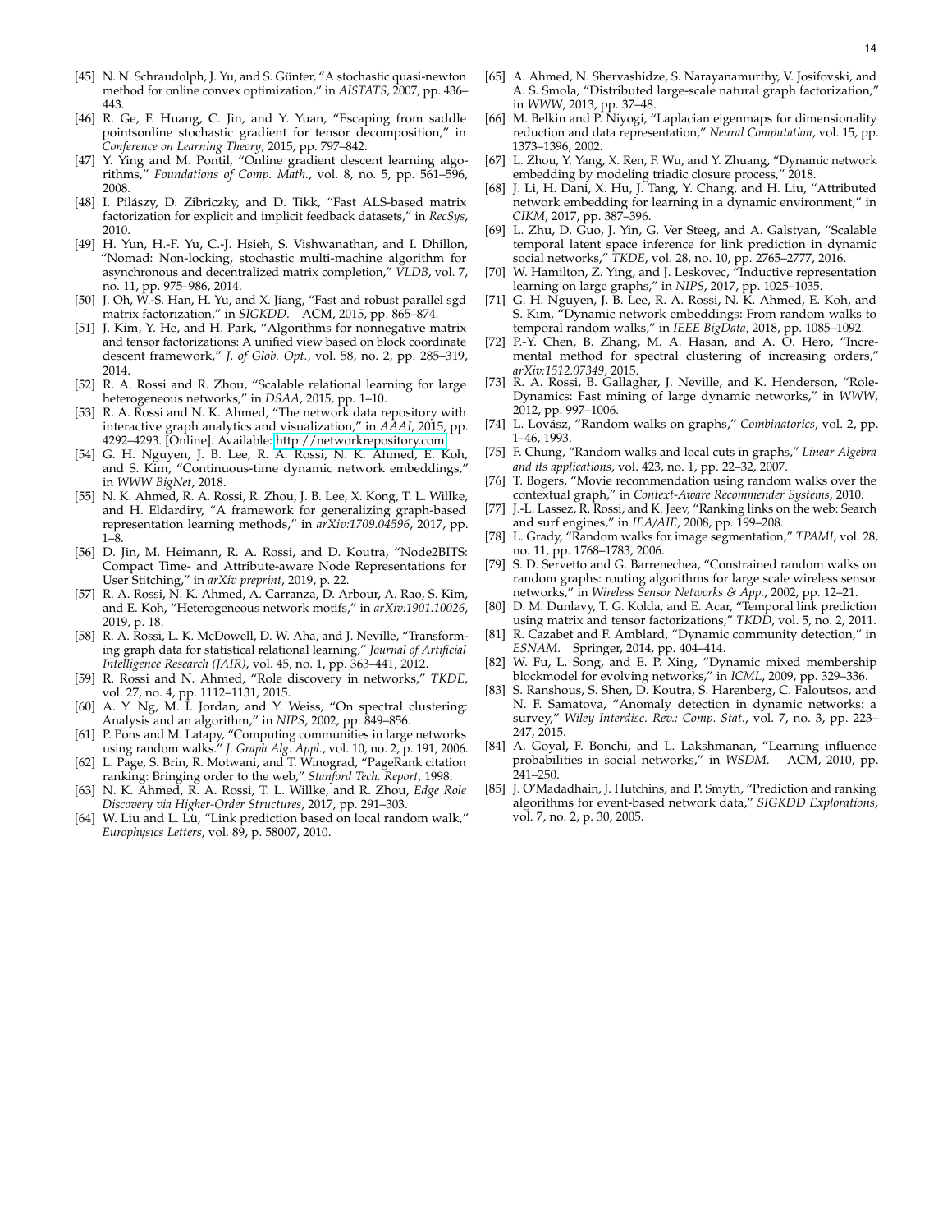[45] N. N. Schraudolph, J. Yu, and S. Günter, "A stochastic quasi-newton method for online convex optimization," in *AISTATS*, 2007, pp. 436–443.

[46] R. Ge, F. Huang, C. Jin, and Y. Yuan, "Escaping from saddle pointsonline stochastic gradient for tensor decomposition," in *Conference on Learning Theory*, 2015, pp. 797–842.

[47] Y. Ying and M. Pontil, "Online gradient descent learning algorithms," *Foundations of Comp. Math.*, vol. 8, no. 5, pp. 561–596, 2008.

[48] I. Pilászy, D. Zibriczky, and D. Tikk, "Fast ALS-based matrix factorization for explicit and implicit feedback datasets," in *RecSys*, 2010.

[49] H. Yun, H.-F. Yu, C.-J. Hsieh, S. Vishwanathan, and I. Dhillon, "Nomad: Non-locking, stochastic multi-machine algorithm for asynchronous and decentralized matrix completion," *VLDB*, vol. 7, no. 11, pp. 975–986, 2014.

[50] J. Oh, W.-S. Han, H. Yu, and X. Jiang, "Fast and robust parallel sgd matrix factorization," in *SIGKDD*. ACM, 2015, pp. 865–874.

[51] J. Kim, Y. He, and H. Park, "Algorithms for nonnegative matrix and tensor factorizations: A unified view based on block coordinate descent framework," *J. of Glob. Opt.*, vol. 58, no. 2, pp. 285–319, 2014.

[52] R. A. Rossi and R. Zhou, "Scalable relational learning for large heterogeneous networks," in *DSAA*, 2015, pp. 1–10.

[53] R. A. Rossi and N. K. Ahmed, "The network data repository with interactive graph analytics and visualization," in *AAAI*, 2015, pp. 4292–4293. [Online]. Available: http://networkrepository.com

[54] G. H. Nguyen, J. B. Lee, R. A. Rossi, N. K. Ahmed, E. Koh, and S. Kim, "Continuous-time dynamic network embeddings," in *WWW BigNet*, 2018.

[55] N. K. Ahmed, R. A. Rossi, R. Zhou, J. B. Lee, X. Kong, T. L. Willke, and H. Eldardiry, "A framework for generalizing graph-based representation learning methods," in *arXiv:1709.04596*, 2017, pp. 1–8.

[56] D. Jin, M. Heimann, R. A. Rossi, and D. Koutra, "Node2BITS: Compact Time- and Attribute-aware Node Representations for User Stitching," in *arXiv preprint*, 2019, p. 22.

[57] R. A. Rossi, N. K. Ahmed, A. Carranza, D. Arbour, A. Rao, S. Kim, and E. Koh, "Heterogeneous network motifs," in *arXiv:1901.10026*, 2019, p. 18.

[58] R. A. Rossi, L. K. McDowell, D. W. Aha, and J. Neville, "Transforming graph data for statistical relational learning," *Journal of Artificial Intelligence Research (JAIR)*, vol. 45, no. 1, pp. 363–441, 2012.

[59] R. Rossi and N. Ahmed, "Role discovery in networks," *TKDE*, vol. 27, no. 4, pp. 1112–1131, 2015.

[60] A. Y. Ng, M. I. Jordan, and Y. Weiss, "On spectral clustering: Analysis and an algorithm," in *NIPS*, 2002, pp. 849–856.

[61] P. Pons and M. Latapy, "Computing communities in large networks using random walks." *J. Graph Alg. Appl.*, vol. 10, no. 2, p. 191, 2006.

[62] L. Page, S. Brin, R. Motwani, and T. Winograd, "PageRank citation ranking: Bringing order to the web," *Stanford Tech. Report*, 1998.

[63] N. K. Ahmed, R. A. Rossi, T. L. Willke, and R. Zhou, *Edge Role Discovery via Higher-Order Structures*, 2017, pp. 291–303.

[64] W. Liu and L. Lü, "Link prediction based on local random walk," *Europhysics Letters*, vol. 89, p. 58007, 2010.

[65] A. Ahmed, N. Shervashidze, S. Narayanamurthy, V. Josifovski, and A. S. Smola, "Distributed large-scale natural graph factorization," in *WWW*, 2013, pp. 37–48.

[66] M. Belkin and P. Niyogi, "Laplacian eigenmaps for dimensionality reduction and data representation," *Neural Computation*, vol. 15, pp. 1373–1396, 2002.

[67] L. Zhou, Y. Yang, X. Ren, F. Wu, and Y. Zhuang, "Dynamic network embedding by modeling triadic closure process," 2018.

[68] J. Li, H. Dani, X. Hu, J. Tang, Y. Chang, and H. Liu, "Attributed network embedding for learning in a dynamic environment," in *CIKM*, 2017, pp. 387–396.

[69] L. Zhu, D. Guo, J. Yin, G. Ver Steeg, and A. Galstyan, "Scalable temporal latent space inference for link prediction in dynamic social networks," *TKDE*, vol. 28, no. 10, pp. 2765–2777, 2016.

[70] W. Hamilton, Z. Ying, and J. Leskovec, "Inductive representation learning on large graphs," in *NIPS*, 2017, pp. 1025–1035.

[71] G. H. Nguyen, J. B. Lee, R. A. Rossi, N. K. Ahmed, E. Koh, and S. Kim, "Dynamic network embeddings: From random walks to temporal random walks," in *IEEE BigData*, 2018, pp. 1085–1092.

[72] P.-Y. Chen, B. Zhang, M. A. Hasan, and A. O. Hero, "Incremental method for spectral clustering of increasing orders," *arXiv:1512.07349*, 2015.

[73] R. A. Rossi, B. Gallagher, J. Neville, and K. Henderson, "Role-Dynamics: Fast mining of large dynamic networks," in *WWW*, 2012, pp. 997–1006.

[74] L. Lovász, "Random walks on graphs," *Combinatorics*, vol. 2, pp. 1–46, 1993.

[75] F. Chung, "Random walks and local cuts in graphs," *Linear Algebra and its applications*, vol. 423, no. 1, pp. 22–32, 2007.

[76] T. Bogers, "Movie recommendation using random walks over the contextual graph," in *Context-Aware Recommender Systems*, 2010.

[77] J.-L. Lassez, R. Rossi, and K. Jeev, "Ranking links on the web: Search and surf engines," in *IEA/AIE*, 2008, pp. 199–208.

[78] L. Grady, "Random walks for image segmentation," *TPAMI*, vol. 28, no. 11, pp. 1768–1783, 2006.

[79] S. D. Servetto and G. Barrenechea, "Constrained random walks on random graphs: routing algorithms for large scale wireless sensor networks," in *Wireless Sensor Networks & App.*, 2002, pp. 12–21.

[80] D. M. Dunlavy, T. G. Kolda, and E. Acar, "Temporal link prediction using matrix and tensor factorizations," *TKDD*, vol. 5, no. 2, 2011.

[81] R. Cazabet and F. Amblard, "Dynamic community detection," in *ESNAM*. Springer, 2014, pp. 404–414.

[82] W. Fu, L. Song, and E. P. Xing, "Dynamic mixed membership blockmodel for evolving networks," in *ICML*, 2009, pp. 329–336.

[83] S. Ranshous, S. Shen, D. Koutra, S. Harenberg, C. Faloutsos, and N. F. Samatova, "Anomaly detection in dynamic networks: a survey," *Wiley Interdisc. Rev.: Comp. Stat.*, vol. 7, no. 3, pp. 223–247, 2015.

[84] A. Goyal, F. Bonchi, and L. Lakshmanan, "Learning influence probabilities in social networks," in *WSDM*. ACM, 2010, pp. 241–250.

[85] J. O'Madadhain, J. Hutchins, and P. Smyth, "Prediction and ranking algorithms for event-based network data," *SIGKDD Explorations*, vol. 7, no. 2, p. 30, 2005.